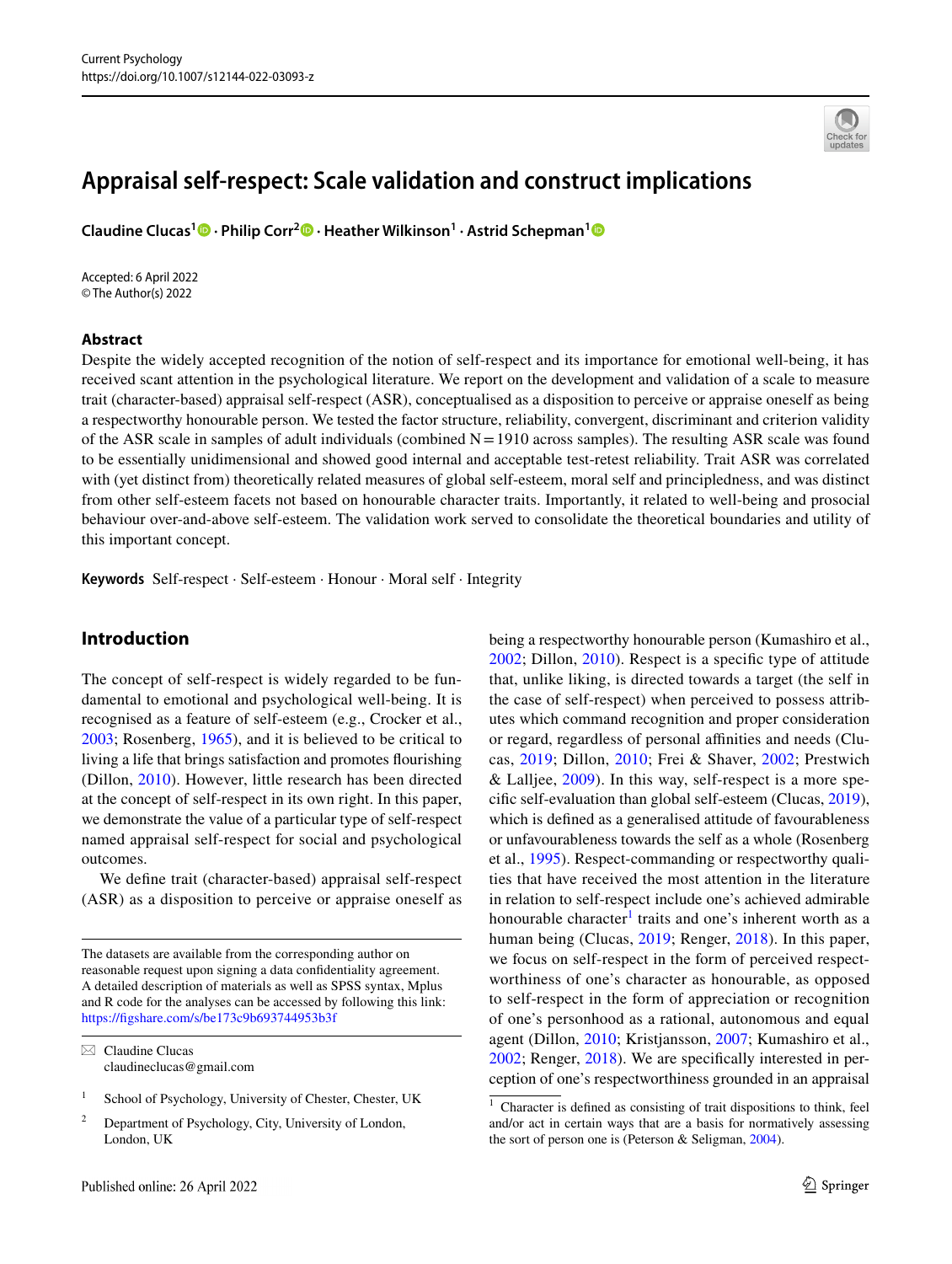# Appraisal self-respect: Scale validation and construct implications

**Claudine Clucas[1] · Philip Corr[2] · Heather Wilkinson[1] · Astrid Schepman[1]**

Accepted: 6 April 2022
© The Author(s) 2022

## Abstract

Despite the widely accepted recognition of the notion of self-respect and its importance for emotional well-being, it has received scant attention in the psychological literature. We report on the development and validation of a scale to measure trait (character-based) appraisal self-respect (ASR), conceptualised as a disposition to perceive or appraise oneself as being a respectworthy honourable person. We tested the factor structure, reliability, convergent, discriminant and criterion validity of the ASR scale in samples of adult individuals (combined N = 1910 across samples). The resulting ASR scale was found to be essentially unidimensional and showed good internal and acceptable test-retest reliability. Trait ASR was correlated with (yet distinct from) theoretically related measures of global self-esteem, moral self and principledness, and was distinct from other self-esteem facets not based on honourable character traits. Importantly, it related to well-being and prosocial behaviour over-and-above self-esteem. The validation work served to consolidate the theoretical boundaries and utility of this important concept.

**Keywords** Self-respect · Self-esteem · Honour · Moral self · Integrity

## Introduction

The concept of self-respect is widely regarded to be fundamental to emotional and psychological well-being. It is recognised as a feature of self-esteem (e.g., Crocker et al., 2003; Rosenberg, 1965), and it is believed to be critical to living a life that brings satisfaction and promotes flourishing (Dillon, 2010). However, little research has been directed at the concept of self-respect in its own right. In this paper, we demonstrate the value of a particular type of self-respect named appraisal self-respect for social and psychological outcomes.

We define trait (character-based) appraisal self-respect (ASR) as a disposition to perceive or appraise oneself as being a respectworthy honourable person (Kumashiro et al., 2002; Dillon, 2010). Respect is a specific type of attitude that, unlike liking, is directed towards a target (the self in the case of self-respect) when perceived to possess attributes which command recognition and proper consideration or regard, regardless of personal affinities and needs (Clucas, 2019; Dillon, 2010; Frei & Shaver, 2002; Prestwich & Lalljee, 2009). In this way, self-respect is a more specific self-evaluation than global self-esteem (Clucas, 2019), which is defined as a generalised attitude of favourableness or unfavourableness towards the self as a whole (Rosenberg et al., 1995). Respect-commanding or respectworthy qualities that have received the most attention in the literature in relation to self-respect include one's achieved admirable honourable character[1] traits and one's inherent worth as a human being (Clucas, 2019; Renger, 2018). In this paper, we focus on self-respect in the form of perceived respectworthiness of one's character as honourable, as opposed to self-respect in the form of appreciation or recognition of one's personhood as a rational, autonomous and equal agent (Dillon, 2010; Kristjansson, 2007; Kumashiro et al., 2002; Renger, 2018). We are specifically interested in perception of one's respectworthiness grounded in an appraisal

---

The datasets are available from the corresponding author on reasonable request upon signing a data confidentiality agreement. A detailed description of materials as well as SPSS syntax, Mplus and R code for the analyses can be accessed by following this link: https://figshare.com/s/be173c9b693744953b3f

✉ Claudine Clucas
claudineclucas@gmail.com

[1] School of Psychology, University of Chester, Chester, UK

[2] Department of Psychology, City, University of London, London, UK

[1] Character is defined as consisting of trait dispositions to think, feel and/or act in certain ways that are a basis for normatively assessing the sort of person one is (Peterson & Seligman, 2004).

Published online: 26 April 2022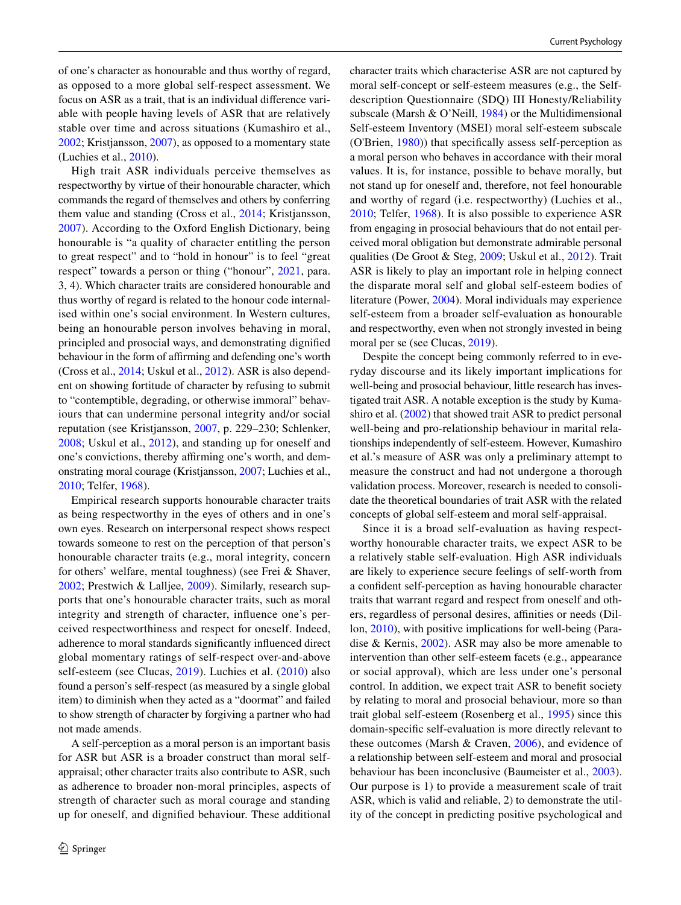of one's character as honourable and thus worthy of regard, as opposed to a more global self-respect assessment. We focus on ASR as a trait, that is an individual difference variable with people having levels of ASR that are relatively stable over time and across situations (Kumashiro et al., 2002; Kristjansson, 2007), as opposed to a momentary state (Luchies et al., 2010).

High trait ASR individuals perceive themselves as respectworthy by virtue of their honourable character, which commands the regard of themselves and others by conferring them value and standing (Cross et al., 2014; Kristjansson, 2007). According to the Oxford English Dictionary, being honourable is "a quality of character entitling the person to great respect" and to "hold in honour" is to feel "great respect" towards a person or thing ("honour", 2021, para. 3, 4). Which character traits are considered honourable and thus worthy of regard is related to the honour code internalised within one's social environment. In Western cultures, being an honourable person involves behaving in moral, principled and prosocial ways, and demonstrating dignified behaviour in the form of affirming and defending one's worth (Cross et al., 2014; Uskul et al., 2012). ASR is also dependent on showing fortitude of character by refusing to submit to "contemptible, degrading, or otherwise immoral" behaviours that can undermine personal integrity and/or social reputation (see Kristjansson, 2007, p. 229–230; Schlenker, 2008; Uskul et al., 2012), and standing up for oneself and one's convictions, thereby affirming one's worth, and demonstrating moral courage (Kristjansson, 2007; Luchies et al., 2010; Telfer, 1968).

Empirical research supports honourable character traits as being respectworthy in the eyes of others and in one's own eyes. Research on interpersonal respect shows respect towards someone to rest on the perception of that person's honourable character traits (e.g., moral integrity, concern for others' welfare, mental toughness) (see Frei & Shaver, 2002; Prestwich & Lalljee, 2009). Similarly, research supports that one's honourable character traits, such as moral integrity and strength of character, influence one's perceived respectworthiness and respect for oneself. Indeed, adherence to moral standards significantly influenced direct global momentary ratings of self-respect over-and-above self-esteem (see Clucas, 2019). Luchies et al. (2010) also found a person's self-respect (as measured by a single global item) to diminish when they acted as a "doormat" and failed to show strength of character by forgiving a partner who had not made amends.

A self-perception as a moral person is an important basis for ASR but ASR is a broader construct than moral self-appraisal; other character traits also contribute to ASR, such as adherence to broader non-moral principles, aspects of strength of character such as moral courage and standing up for oneself, and dignified behaviour. These additional character traits which characterise ASR are not captured by moral self-concept or self-esteem measures (e.g., the Self-description Questionnaire (SDQ) III Honesty/Reliability subscale (Marsh & O'Neill, 1984) or the Multidimensional Self-esteem Inventory (MSEI) moral self-esteem subscale (O'Brien, 1980)) that specifically assess self-perception as a moral person who behaves in accordance with their moral values. It is, for instance, possible to behave morally, but not stand up for oneself and, therefore, not feel honourable and worthy of regard (i.e. respectworthy) (Luchies et al., 2010; Telfer, 1968). It is also possible to experience ASR from engaging in prosocial behaviours that do not entail perceived moral obligation but demonstrate admirable personal qualities (De Groot & Steg, 2009; Uskul et al., 2012). Trait ASR is likely to play an important role in helping connect the disparate moral self and global self-esteem bodies of literature (Power, 2004). Moral individuals may experience self-esteem from a broader self-evaluation as honourable and respectworthy, even when not strongly invested in being moral per se (see Clucas, 2019).

Despite the concept being commonly referred to in everyday discourse and its likely important implications for well-being and prosocial behaviour, little research has investigated trait ASR. A notable exception is the study by Kumashiro et al. (2002) that showed trait ASR to predict personal well-being and pro-relationship behaviour in marital relationships independently of self-esteem. However, Kumashiro et al.'s measure of ASR was only a preliminary attempt to measure the construct and had not undergone a thorough validation process. Moreover, research is needed to consolidate the theoretical boundaries of trait ASR with the related concepts of global self-esteem and moral self-appraisal.

Since it is a broad self-evaluation as having respectworthy honourable character traits, we expect ASR to be a relatively stable self-evaluation. High ASR individuals are likely to experience secure feelings of self-worth from a confident self-perception as having honourable character traits that warrant regard and respect from oneself and others, regardless of personal desires, affinities or needs (Dillon, 2010), with positive implications for well-being (Paradise & Kernis, 2002). ASR may also be more amenable to intervention than other self-esteem facets (e.g., appearance or social approval), which are less under one's personal control. In addition, we expect trait ASR to benefit society by relating to moral and prosocial behaviour, more so than trait global self-esteem (Rosenberg et al., 1995) since this domain-specific self-evaluation is more directly relevant to these outcomes (Marsh & Craven, 2006), and evidence of a relationship between self-esteem and moral and prosocial behaviour has been inconclusive (Baumeister et al., 2003). Our purpose is 1) to provide a measurement scale of trait ASR, which is valid and reliable, 2) to demonstrate the utility of the concept in predicting positive psychological and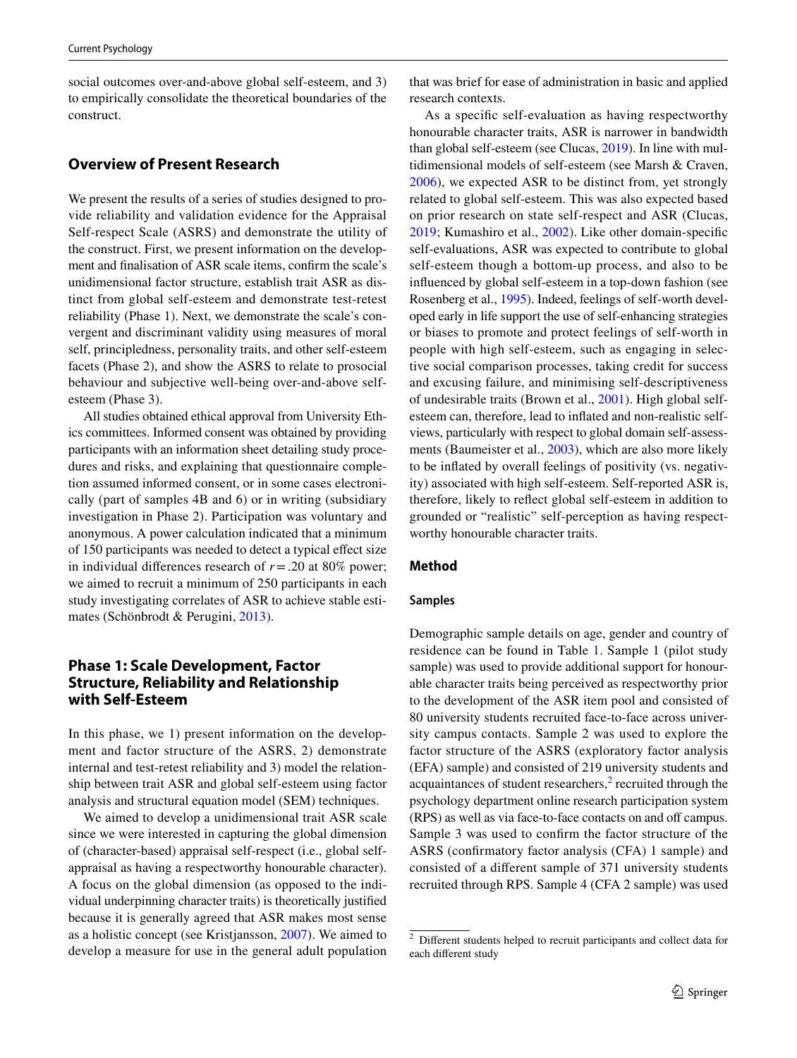social outcomes over-and-above global self-esteem, and 3) to empirically consolidate the theoretical boundaries of the construct.

## Overview of Present Research

We present the results of a series of studies designed to provide reliability and validation evidence for the Appraisal Self-respect Scale (ASRS) and demonstrate the utility of the construct. First, we present information on the development and finalisation of ASR scale items, confirm the scale's unidimensional factor structure, establish trait ASR as distinct from global self-esteem and demonstrate test-retest reliability (Phase 1). Next, we demonstrate the scale's convergent and discriminant validity using measures of moral self, principledness, personality traits, and other self-esteem facets (Phase 2), and show the ASRS to relate to prosocial behaviour and subjective well-being over-and-above self-esteem (Phase 3).

All studies obtained ethical approval from University Ethics committees. Informed consent was obtained by providing participants with an information sheet detailing study procedures and risks, and explaining that questionnaire completion assumed informed consent, or in some cases electronically (part of samples 4B and 6) or in writing (subsidiary investigation in Phase 2). Participation was voluntary and anonymous. A power calculation indicated that a minimum of 150 participants was needed to detect a typical effect size in individual differences research of $r = .20$ at 80% power; we aimed to recruit a minimum of 250 participants in each study investigating correlates of ASR to achieve stable estimates (Schönbrodt & Perugini, 2013).

## Phase 1: Scale Development, Factor Structure, Reliability and Relationship with Self-Esteem

In this phase, we 1) present information on the development and factor structure of the ASRS, 2) demonstrate internal and test-retest reliability and 3) model the relationship between trait ASR and global self-esteem using factor analysis and structural equation model (SEM) techniques.

We aimed to develop a unidimensional trait ASR scale since we were interested in capturing the global dimension of (character-based) appraisal self-respect (i.e., global self-appraisal as having a respectworthy honourable character). A focus on the global dimension (as opposed to the individual underpinning character traits) is theoretically justified because it is generally agreed that ASR makes most sense as a holistic concept (see Kristjansson, 2007). We aimed to develop a measure for use in the general adult population that was brief for ease of administration in basic and applied research contexts.

As a specific self-evaluation as having respectworthy honourable character traits, ASR is narrower in bandwidth than global self-esteem (see Clucas, 2019). In line with multidimensional models of self-esteem (see Marsh & Craven, 2006), we expected ASR to be distinct from, yet strongly related to global self-esteem. This was also expected based on prior research on state self-respect and ASR (Clucas, 2019; Kumashiro et al., 2002). Like other domain-specific self-evaluations, ASR was expected to contribute to global self-esteem though a bottom-up process, and also to be influenced by global self-esteem in a top-down fashion (see Rosenberg et al., 1995). Indeed, feelings of self-worth developed early in life support the use of self-enhancing strategies or biases to promote and protect feelings of self-worth in people with high self-esteem, such as engaging in selective social comparison processes, taking credit for success and excusing failure, and minimising self-descriptiveness of undesirable traits (Brown et al., 2001). High global self-esteem can, therefore, lead to inflated and non-realistic self-views, particularly with respect to global domain self-assessments (Baumeister et al., 2003), which are also more likely to be inflated by overall feelings of positivity (vs. negativity) associated with high self-esteem. Self-reported ASR is, therefore, likely to reflect global self-esteem in addition to grounded or "realistic" self-perception as having respectworthy honourable character traits.

### Method

#### Samples

Demographic sample details on age, gender and country of residence can be found in Table 1. Sample 1 (pilot study sample) was used to provide additional support for honourable character traits being perceived as respectworthy prior to the development of the ASR item pool and consisted of 80 university students recruited face-to-face across university campus contacts. Sample 2 was used to explore the factor structure of the ASRS (exploratory factor analysis (EFA) sample) and consisted of 219 university students and acquaintances of student researchers,[2] recruited through the psychology department online research participation system (RPS) as well as via face-to-face contacts on and off campus. Sample 3 was used to confirm the factor structure of the ASRS (confirmatory factor analysis (CFA) 1 sample) and consisted of a different sample of 371 university students recruited through RPS. Sample 4 (CFA 2 sample) was used

[2] Different students helped to recruit participants and collect data for each different study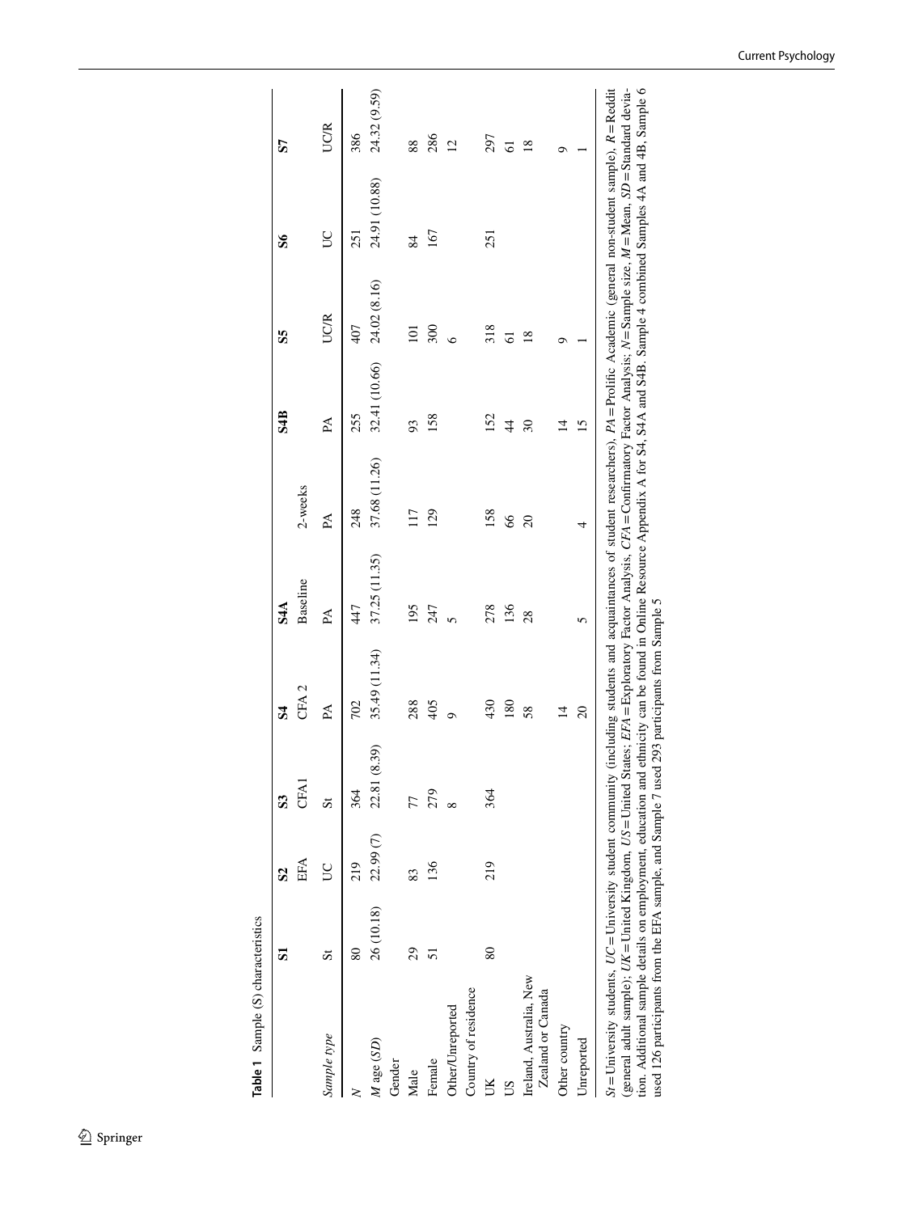**Table 1** Sample (S) characteristics

| | S1 | S2 | S3 | S4 | S4A | | S4B | S5 | S6 | S7 |
|---|---|---|---|---|---|---|---|---|---|---|
| | | EFA | CFA1 | CFA 2 | Baseline | 2-weeks | | | | |
| *Sample type* | St | UC | St | PA | PA | PA | PA | UC/R | UC | UC/R |
| *N* | 80 | 219 | 364 | 702 | 447 | 248 | 255 | 407 | 251 | 386 |
| *M* age (*SD*) | 26 (10.18) | 22.99 (7) | 22.81 (8.39) | 35.49 (11.34) | 37.25 (11.35) | 37.68 (11.26) | 32.41 (10.66) | 24.02 (8.16) | 24.91 (10.88) | 24.32 (9.59) |
| Gender | | | | | | | | | | |
| Male | 29 | 83 | 77 | 288 | 195 | 117 | 93 | 101 | 84 | 88 |
| Female | 51 | 136 | 279 | 405 | 247 | 129 | 158 | 300 | 167 | 286 |
| Other/Unreported | | | 8 | 9 | 5 | | | 6 | | 12 |
| Country of residence | | | | | | | | | | |
| UK | 80 | 219 | 364 | 430 | 278 | 158 | 152 | 318 | 251 | 297 |
| US | | | | 180 | 136 | 66 | 44 | 61 | | 61 |
| Ireland, Australia, New Zealand or Canada | | | | 58 | 28 | 20 | 30 | 18 | | 18 |
| Other country | | | | 14 | | | 14 | 9 | | 9 |
| Unreported | | | | 20 | 5 | 4 | 15 | 1 | | 1 |

*St* = University students, *UC* = University student community (including students and acquaintances of student researchers), *PA* = Prolific Academic (general non-student sample), *R* = Reddit (general adult sample); *UK* = United Kingdom, *US* = United States; *EFA* = Exploratory Factor Analysis, *CFA* = Confirmatory Factor Analysis; *N* = Sample size, *M* = Mean, *SD* = Standard deviation. Additional sample details on employment, education and ethnicity can be found in Online Resource Appendix A for S4, S4A and S4B. Sample 4 combined Samples 4A and 4B, Sample 6 used 126 participants from the EFA sample, and Sample 7 used 293 participants from Sample 5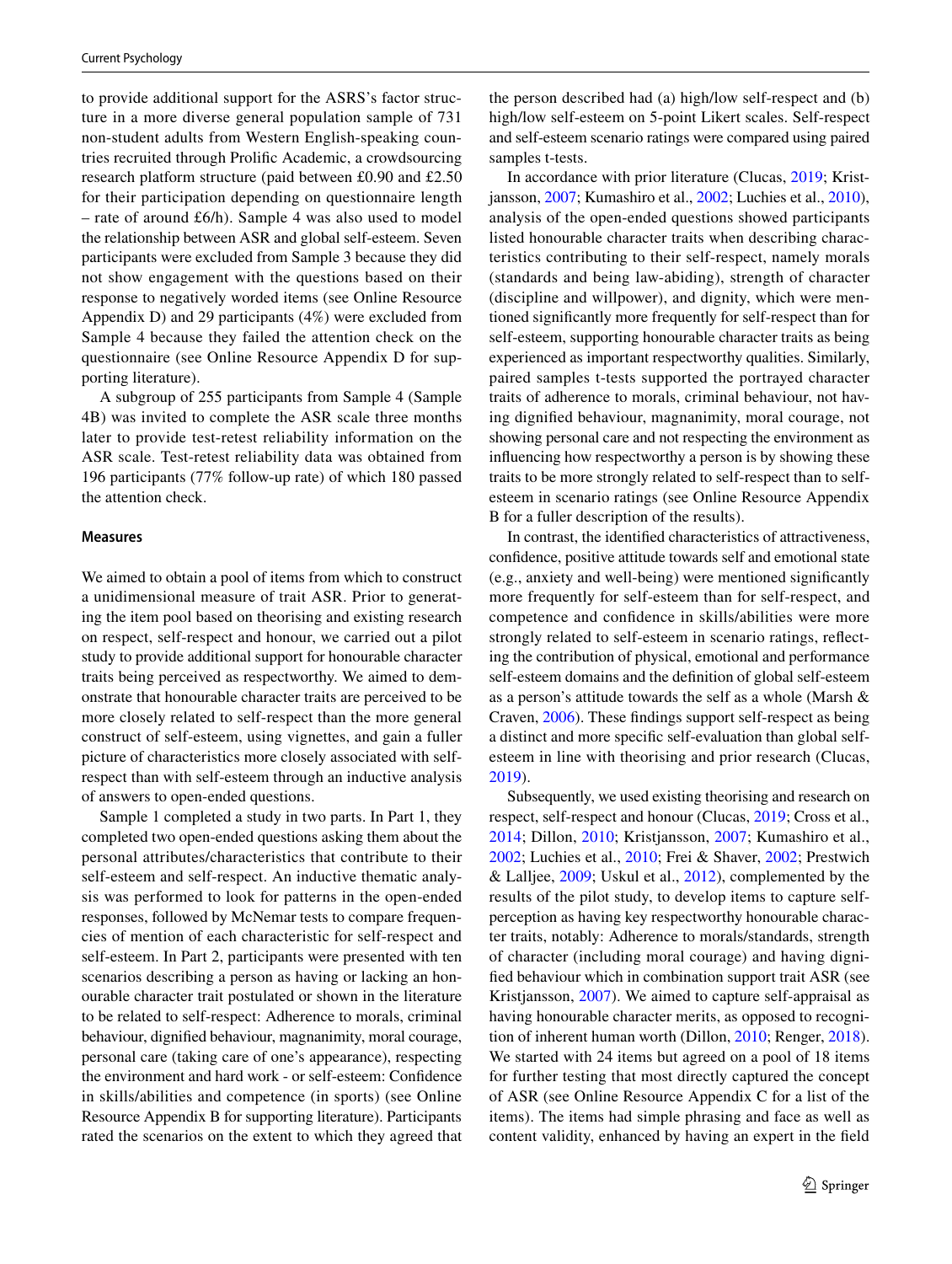to provide additional support for the ASRS's factor structure in a more diverse general population sample of 731 non-student adults from Western English-speaking countries recruited through Prolific Academic, a crowdsourcing research platform structure (paid between £0.90 and £2.50 for their participation depending on questionnaire length – rate of around £6/h). Sample 4 was also used to model the relationship between ASR and global self-esteem. Seven participants were excluded from Sample 3 because they did not show engagement with the questions based on their response to negatively worded items (see Online Resource Appendix D) and 29 participants (4%) were excluded from Sample 4 because they failed the attention check on the questionnaire (see Online Resource Appendix D for supporting literature).

A subgroup of 255 participants from Sample 4 (Sample 4B) was invited to complete the ASR scale three months later to provide test-retest reliability information on the ASR scale. Test-retest reliability data was obtained from 196 participants (77% follow-up rate) of which 180 passed the attention check.

### Measures

We aimed to obtain a pool of items from which to construct a unidimensional measure of trait ASR. Prior to generating the item pool based on theorising and existing research on respect, self-respect and honour, we carried out a pilot study to provide additional support for honourable character traits being perceived as respectworthy. We aimed to demonstrate that honourable character traits are perceived to be more closely related to self-respect than the more general construct of self-esteem, using vignettes, and gain a fuller picture of characteristics more closely associated with self-respect than with self-esteem through an inductive analysis of answers to open-ended questions.

Sample 1 completed a study in two parts. In Part 1, they completed two open-ended questions asking them about the personal attributes/characteristics that contribute to their self-esteem and self-respect. An inductive thematic analysis was performed to look for patterns in the open-ended responses, followed by McNemar tests to compare frequencies of mention of each characteristic for self-respect and self-esteem. In Part 2, participants were presented with ten scenarios describing a person as having or lacking an honourable character trait postulated or shown in the literature to be related to self-respect: Adherence to morals, criminal behaviour, dignified behaviour, magnanimity, moral courage, personal care (taking care of one's appearance), respecting the environment and hard work - or self-esteem: Confidence in skills/abilities and competence (in sports) (see Online Resource Appendix B for supporting literature). Participants rated the scenarios on the extent to which they agreed that the person described had (a) high/low self-respect and (b) high/low self-esteem on 5-point Likert scales. Self-respect and self-esteem scenario ratings were compared using paired samples t-tests.

In accordance with prior literature (Clucas, 2019; Kristjansson, 2007; Kumashiro et al., 2002; Luchies et al., 2010), analysis of the open-ended questions showed participants listed honourable character traits when describing characteristics contributing to their self-respect, namely morals (standards and being law-abiding), strength of character (discipline and willpower), and dignity, which were mentioned significantly more frequently for self-respect than for self-esteem, supporting honourable character traits as being experienced as important respectworthy qualities. Similarly, paired samples t-tests supported the portrayed character traits of adherence to morals, criminal behaviour, not having dignified behaviour, magnanimity, moral courage, not showing personal care and not respecting the environment as influencing how respectworthy a person is by showing these traits to be more strongly related to self-respect than to self-esteem in scenario ratings (see Online Resource Appendix B for a fuller description of the results).

In contrast, the identified characteristics of attractiveness, confidence, positive attitude towards self and emotional state (e.g., anxiety and well-being) were mentioned significantly more frequently for self-esteem than for self-respect, and competence and confidence in skills/abilities were more strongly related to self-esteem in scenario ratings, reflecting the contribution of physical, emotional and performance self-esteem domains and the definition of global self-esteem as a person's attitude towards the self as a whole (Marsh & Craven, 2006). These findings support self-respect as being a distinct and more specific self-evaluation than global self-esteem in line with theorising and prior research (Clucas, 2019).

Subsequently, we used existing theorising and research on respect, self-respect and honour (Clucas, 2019; Cross et al., 2014; Dillon, 2010; Kristjansson, 2007; Kumashiro et al., 2002; Luchies et al., 2010; Frei & Shaver, 2002; Prestwich & Lalljee, 2009; Uskul et al., 2012), complemented by the results of the pilot study, to develop items to capture self-perception as having key respectworthy honourable character traits, notably: Adherence to morals/standards, strength of character (including moral courage) and having dignified behaviour which in combination support trait ASR (see Kristjansson, 2007). We aimed to capture self-appraisal as having honourable character merits, as opposed to recognition of inherent human worth (Dillon, 2010; Renger, 2018). We started with 24 items but agreed on a pool of 18 items for further testing that most directly captured the concept of ASR (see Online Resource Appendix C for a list of the items). The items had simple phrasing and face as well as content validity, enhanced by having an expert in the field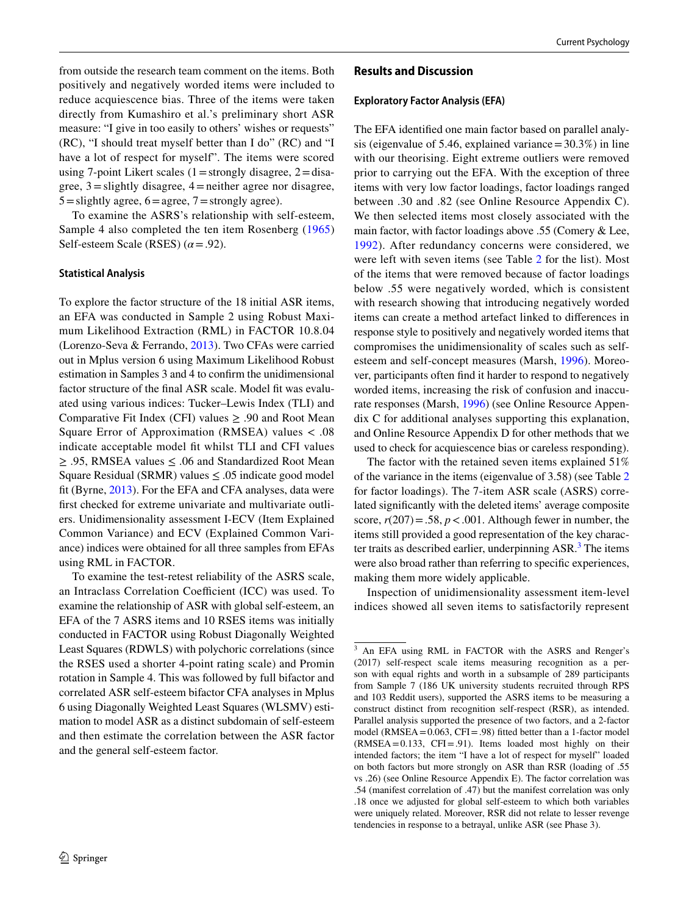from outside the research team comment on the items. Both positively and negatively worded items were included to reduce acquiescence bias. Three of the items were taken directly from Kumashiro et al.'s preliminary short ASR measure: "I give in too easily to others' wishes or requests" (RC), "I should treat myself better than I do" (RC) and "I have a lot of respect for myself". The items were scored using 7-point Likert scales (1 = strongly disagree, 2 = disagree, 3 = slightly disagree, 4 = neither agree nor disagree, 5 = slightly agree, 6 = agree, 7 = strongly agree).

To examine the ASRS's relationship with self-esteem, Sample 4 also completed the ten item Rosenberg (1965) Self-esteem Scale (RSES) ($\alpha = .92$).

#### Statistical Analysis

To explore the factor structure of the 18 initial ASR items, an EFA was conducted in Sample 2 using Robust Maximum Likelihood Extraction (RML) in FACTOR 10.8.04 (Lorenzo-Seva & Ferrando, 2013). Two CFAs were carried out in Mplus version 6 using Maximum Likelihood Robust estimation in Samples 3 and 4 to confirm the unidimensional factor structure of the final ASR scale. Model fit was evaluated using various indices: Tucker–Lewis Index (TLI) and Comparative Fit Index (CFI) values $\geq .90$ and Root Mean Square Error of Approximation (RMSEA) values $< .08$ indicate acceptable model fit whilst TLI and CFI values $\geq .95$, RMSEA values $\leq .06$ and Standardized Root Mean Square Residual (SRMR) values $\leq .05$ indicate good model fit (Byrne, 2013). For the EFA and CFA analyses, data were first checked for extreme univariate and multivariate outliers. Unidimensionality assessment I-ECV (Item Explained Common Variance) and ECV (Explained Common Variance) indices were obtained for all three samples from EFAs using RML in FACTOR.

To examine the test-retest reliability of the ASRS scale, an Intraclass Correlation Coefficient (ICC) was used. To examine the relationship of ASR with global self-esteem, an EFA of the 7 ASRS items and 10 RSES items was initially conducted in FACTOR using Robust Diagonally Weighted Least Squares (RDWLS) with polychoric correlations (since the RSES used a shorter 4-point rating scale) and Promin rotation in Sample 4. This was followed by full bifactor and correlated ASR self-esteem bifactor CFA analyses in Mplus 6 using Diagonally Weighted Least Squares (WLSMV) estimation to model ASR as a distinct subdomain of self-esteem and then estimate the correlation between the ASR factor and the general self-esteem factor.

### Results and Discussion

#### Exploratory Factor Analysis (EFA)

The EFA identified one main factor based on parallel analysis (eigenvalue of 5.46, explained variance = 30.3%) in line with our theorising. Eight extreme outliers were removed prior to carrying out the EFA. With the exception of three items with very low factor loadings, factor loadings ranged between .30 and .82 (see Online Resource Appendix C). We then selected items most closely associated with the main factor, with factor loadings above .55 (Comery & Lee, 1992). After redundancy concerns were considered, we were left with seven items (see Table 2 for the list). Most of the items that were removed because of factor loadings below .55 were negatively worded, which is consistent with research showing that introducing negatively worded items can create a method artefact linked to differences in response style to positively and negatively worded items that compromises the unidimensionality of scales such as self-esteem and self-concept measures (Marsh, 1996). Moreover, participants often find it harder to respond to negatively worded items, increasing the risk of confusion and inaccurate responses (Marsh, 1996) (see Online Resource Appendix C for additional analyses supporting this explanation, and Online Resource Appendix D for other methods that we used to check for acquiescence bias or careless responding).

The factor with the retained seven items explained 51% of the variance in the items (eigenvalue of 3.58) (see Table 2 for factor loadings). The 7-item ASR scale (ASRS) correlated significantly with the deleted items' average composite score, $r(207) = .58$, $p < .001$. Although fewer in number, the items still provided a good representation of the key character traits as described earlier, underpinning ASR.[3] The items were also broad rather than referring to specific experiences, making them more widely applicable.

Inspection of unidimensionality assessment item-level indices showed all seven items to satisfactorily represent

[3] An EFA using RML in FACTOR with the ASRS and Renger's (2017) self-respect scale items measuring recognition as a person with equal rights and worth in a subsample of 289 participants from Sample 7 (186 UK university students recruited through RPS and 103 Reddit users), supported the ASRS items to be measuring a construct distinct from recognition self-respect (RSR), as intended. Parallel analysis supported the presence of two factors, and a 2-factor model (RMSEA = 0.063, CFI = .98) fitted better than a 1-factor model (RMSEA = 0.133, CFI = .91). Items loaded most highly on their intended factors; the item "I have a lot of respect for myself" loaded on both factors but more strongly on ASR than RSR (loading of .55 vs .26) (see Online Resource Appendix E). The factor correlation was .54 (manifest correlation of .47) but the manifest correlation was only .18 once we adjusted for global self-esteem to which both variables were uniquely related. Moreover, RSR did not relate to lesser revenge tendencies in response to a betrayal, unlike ASR (see Phase 3).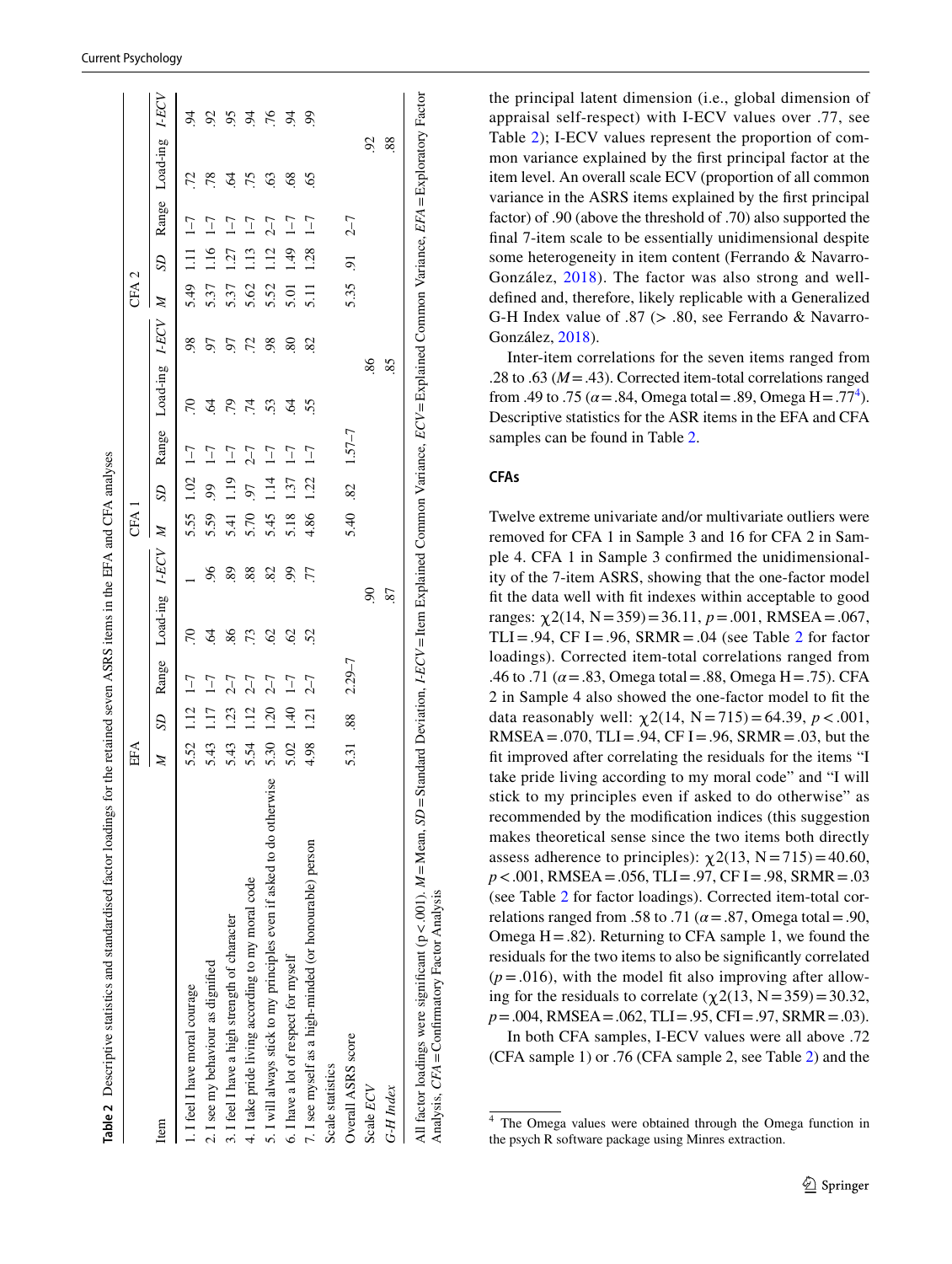**Table 2** Descriptive statistics and standardised factor loadings for the retained seven ASRS items in the EFA and CFA analyses

| Item | EFA | | | | | CFA 1 | | | | | CFA 2 | | | | |
|---|---|---|---|---|---|---|---|---|---|---|---|---|---|---|---|
| | *M* | *SD* | Range | Load-ing | *I-ECV* | *M* | *SD* | Range | Load-ing | *I-ECV* | *M* | *SD* | Range | Load-ing | *I-ECV* |
| 1. I feel I have moral courage | 5.52 | 1.12 | 1–7 | .70 | 1 | 5.55 | 1.02 | 1–7 | .70 | .98 | 5.49 | 1.11 | 1–7 | .72 | .94 |
| 2. I see my behaviour as dignified | 5.43 | 1.17 | 1–7 | .64 | .96 | 5.59 | .99 | 1–7 | .64 | .97 | 5.37 | 1.16 | 1–7 | .78 | .92 |
| 3. I feel I have a high strength of character | 5.43 | 1.23 | 2–7 | .86 | .89 | 5.41 | 1.19 | 1–7 | .79 | .97 | 5.37 | 1.27 | 1–7 | .64 | .95 |
| 4. I take pride living according to my moral code | 5.54 | 1.12 | 2–7 | .73 | .88 | 5.70 | .97 | 2–7 | .74 | .72 | 5.62 | 1.13 | 1–7 | .75 | .94 |
| 5. I will always stick to my principles even if asked to do otherwise | 5.30 | 1.20 | 2–7 | .62 | .82 | 5.45 | 1.14 | 1–7 | .53 | .98 | 5.52 | 1.12 | 2–7 | .63 | .76 |
| 6. I have a lot of respect for myself | 5.02 | 1.40 | 1–7 | .62 | .99 | 5.18 | 1.37 | 1–7 | .64 | .80 | 5.01 | 1.49 | 1–7 | .68 | .94 |
| 7. I see myself as a high-minded (or honourable) person | 4.98 | 1.21 | 2–7 | .52 | .77 | 4.86 | 1.22 | 1–7 | .55 | .82 | 5.11 | 1.28 | 1–7 | .65 | .99 |
| Scale statistics | | | | | | | | | | | | | | | |
| Overall ASRS score | 5.31 | .88 | 2.29–7 | | | 5.40 | .82 | 1.57–7 | | | 5.35 | .91 | 2–7 | | |
| Scale *ECV* | | | | .90 | | | | | .86 | | | | | .92 | |
| *G-H Index* | | | | .87 | | | | | .85 | | | | | .88 | |

All factor loadings were significant (p < .001). *M* = Mean, *SD* = Standard Deviation, *I-ECV* = Item Explained Common Variance, *ECV* = Explained Common Variance, *EFA* = Exploratory Factor Analysis, *CFA* = Confirmatory Factor Analysis

the principal latent dimension (i.e., global dimension of appraisal self-respect) with I-ECV values over .77, see Table 2); I-ECV values represent the proportion of common variance explained by the first principal factor at the item level. An overall scale ECV (proportion of all common variance in the ASRS items explained by the first principal factor) of .90 (above the threshold of .70) also supported the final 7-item scale to be essentially unidimensional despite some heterogeneity in item content (Ferrando & Navarro-González, 2018). The factor was also strong and well-defined and, therefore, likely replicable with a Generalized G-H Index value of .87 (> .80, see Ferrando & Navarro-González, 2018).

Inter-item correlations for the seven items ranged from .28 to .63 (*M* = .43). Corrected item-total correlations ranged from .49 to .75 ($\alpha$ = .84, Omega total = .89, Omega H = .77[4]). Descriptive statistics for the ASR items in the EFA and CFA samples can be found in Table 2.

### CFAs

Twelve extreme univariate and/or multivariate outliers were removed for CFA 1 in Sample 3 and 16 for CFA 2 in Sample 4. CFA 1 in Sample 3 confirmed the unidimensionality of the 7-item ASRS, showing that the one-factor model fit the data well with fit indexes within acceptable to good ranges: $\chi2(14, N = 359) = 36.11$, $p = .001$, RMSEA = .067, TLI = .94, CF I = .96, SRMR = .04 (see Table 2 for factor loadings). Corrected item-total correlations ranged from .46 to .71 ($\alpha$ = .83, Omega total = .88, Omega H = .75). CFA 2 in Sample 4 also showed the one-factor model to fit the data reasonably well: $\chi2(14, N = 715) = 64.39$, $p < .001$, RMSEA = .070, TLI = .94, CF I = .96, SRMR = .03, but the fit improved after correlating the residuals for the items "I take pride living according to my moral code" and "I will stick to my principles even if asked to do otherwise" as recommended by the modification indices (this suggestion makes theoretical sense since the two items both directly assess adherence to principles): $\chi2(13, N = 715) = 40.60$, $p < .001$, RMSEA = .056, TLI = .97, CF I = .98, SRMR = .03 (see Table 2 for factor loadings). Corrected item-total correlations ranged from .58 to .71 ($\alpha$ = .87, Omega total = .90, Omega H = .82). Returning to CFA sample 1, we found the residuals for the two items to also be significantly correlated ($p = .016$), with the model fit also improving after allowing for the residuals to correlate ($\chi2(13, N = 359) = 30.32$, $p = .004$, RMSEA = .062, TLI = .95, CFI = .97, SRMR = .03).

In both CFA samples, I-ECV values were all above .72 (CFA sample 1) or .76 (CFA sample 2, see Table 2) and the

[4] The Omega values were obtained through the Omega function in the psych R software package using Minres extraction.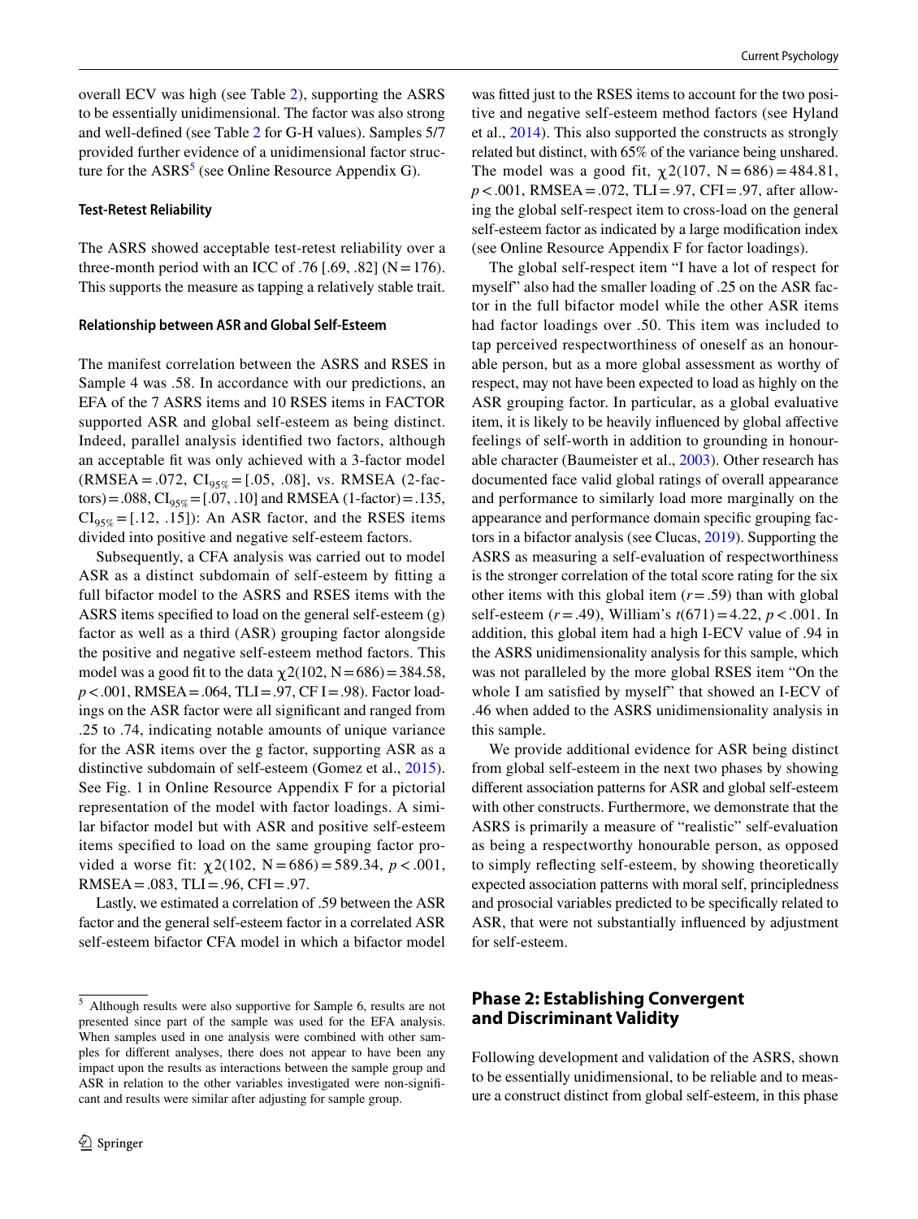overall ECV was high (see Table 2), supporting the ASRS to be essentially unidimensional. The factor was also strong and well-defined (see Table 2 for G-H values). Samples 5/7 provided further evidence of a unidimensional factor structure for the ASRS[5] (see Online Resource Appendix G).

### Test-Retest Reliability

The ASRS showed acceptable test-retest reliability over a three-month period with an ICC of .76 [.69, .82] (N = 176). This supports the measure as tapping a relatively stable trait.

### Relationship between ASR and Global Self-Esteem

The manifest correlation between the ASRS and RSES in Sample 4 was .58. In accordance with our predictions, an EFA of the 7 ASRS items and 10 RSES items in FACTOR supported ASR and global self-esteem as being distinct. Indeed, parallel analysis identified two factors, although an acceptable fit was only achieved with a 3-factor model (RMSEA = .072, $CI_{95\%}$ = [.05, .08], vs. RMSEA (2-factors) = .088, $CI_{95\%}$ = [.07, .10] and RMSEA (1-factor) = .135, $CI_{95\%}$ = [.12, .15]): An ASR factor, and the RSES items divided into positive and negative self-esteem factors.

Subsequently, a CFA analysis was carried out to model ASR as a distinct subdomain of self-esteem by fitting a full bifactor model to the ASRS and RSES items with the ASRS items specified to load on the general self-esteem (g) factor as well as a third (ASR) grouping factor alongside the positive and negative self-esteem method factors. This model was a good fit to the data $\chi 2(102, N = 686) = 384.58$, $p < .001$, RMSEA = .064, TLI = .97, CF I = .98). Factor loadings on the ASR factor were all significant and ranged from .25 to .74, indicating notable amounts of unique variance for the ASR items over the g factor, supporting ASR as a distinctive subdomain of self-esteem (Gomez et al., 2015). See Fig. 1 in Online Resource Appendix F for a pictorial representation of the model with factor loadings. A similar bifactor model but with ASR and positive self-esteem items specified to load on the same grouping factor provided a worse fit: $\chi 2(102, N = 686) = 589.34$, $p < .001$, RMSEA = .083, TLI = .96, CFI = .97.

Lastly, we estimated a correlation of .59 between the ASR factor and the general self-esteem factor in a correlated ASR self-esteem bifactor CFA model in which a bifactor model was fitted just to the RSES items to account for the two positive and negative self-esteem method factors (see Hyland et al., 2014). This also supported the constructs as strongly related but distinct, with 65% of the variance being unshared. The model was a good fit, $\chi 2(107, N = 686) = 484.81$, $p < .001$, RMSEA = .072, TLI = .97, CFI = .97, after allowing the global self-respect item to cross-load on the general self-esteem factor as indicated by a large modification index (see Online Resource Appendix F for factor loadings).

The global self-respect item "I have a lot of respect for myself" also had the smaller loading of .25 on the ASR factor in the full bifactor model while the other ASR items had factor loadings over .50. This item was included to tap perceived respectworthiness of oneself as an honourable person, but as a more global assessment as worthy of respect, may not have been expected to load as highly on the ASR grouping factor. In particular, as a global evaluative item, it is likely to be heavily influenced by global affective feelings of self-worth in addition to grounding in honourable character (Baumeister et al., 2003). Other research has documented face valid global ratings of overall appearance and performance to similarly load more marginally on the appearance and performance domain specific grouping factors in a bifactor analysis (see Clucas, 2019). Supporting the ASRS as measuring a self-evaluation of respectworthiness is the stronger correlation of the total score rating for the six other items with this global item ($r = .59$) than with global self-esteem ($r = .49$), William's $t(671) = 4.22$, $p < .001$. In addition, this global item had a high I-ECV value of .94 in the ASRS unidimensionality analysis for this sample, which was not paralleled by the more global RSES item "On the whole I am satisfied by myself" that showed an I-ECV of .46 when added to the ASRS unidimensionality analysis in this sample.

We provide additional evidence for ASR being distinct from global self-esteem in the next two phases by showing different association patterns for ASR and global self-esteem with other constructs. Furthermore, we demonstrate that the ASRS is primarily a measure of "realistic" self-evaluation as being a respectworthy honourable person, as opposed to simply reflecting self-esteem, by showing theoretically expected association patterns with moral self, principledness and prosocial variables predicted to be specifically related to ASR, that were not substantially influenced by adjustment for self-esteem.

## Phase 2: Establishing Convergent and Discriminant Validity

Following development and validation of the ASRS, shown to be essentially unidimensional, to be reliable and to measure a construct distinct from global self-esteem, in this phase

---

[5] Although results were also supportive for Sample 6, results are not presented since part of the sample was used for the EFA analysis. When samples used in one analysis were combined with other samples for different analyses, there does not appear to have been any impact upon the results as interactions between the sample group and ASR in relation to the other variables investigated were non-significant and results were similar after adjusting for sample group.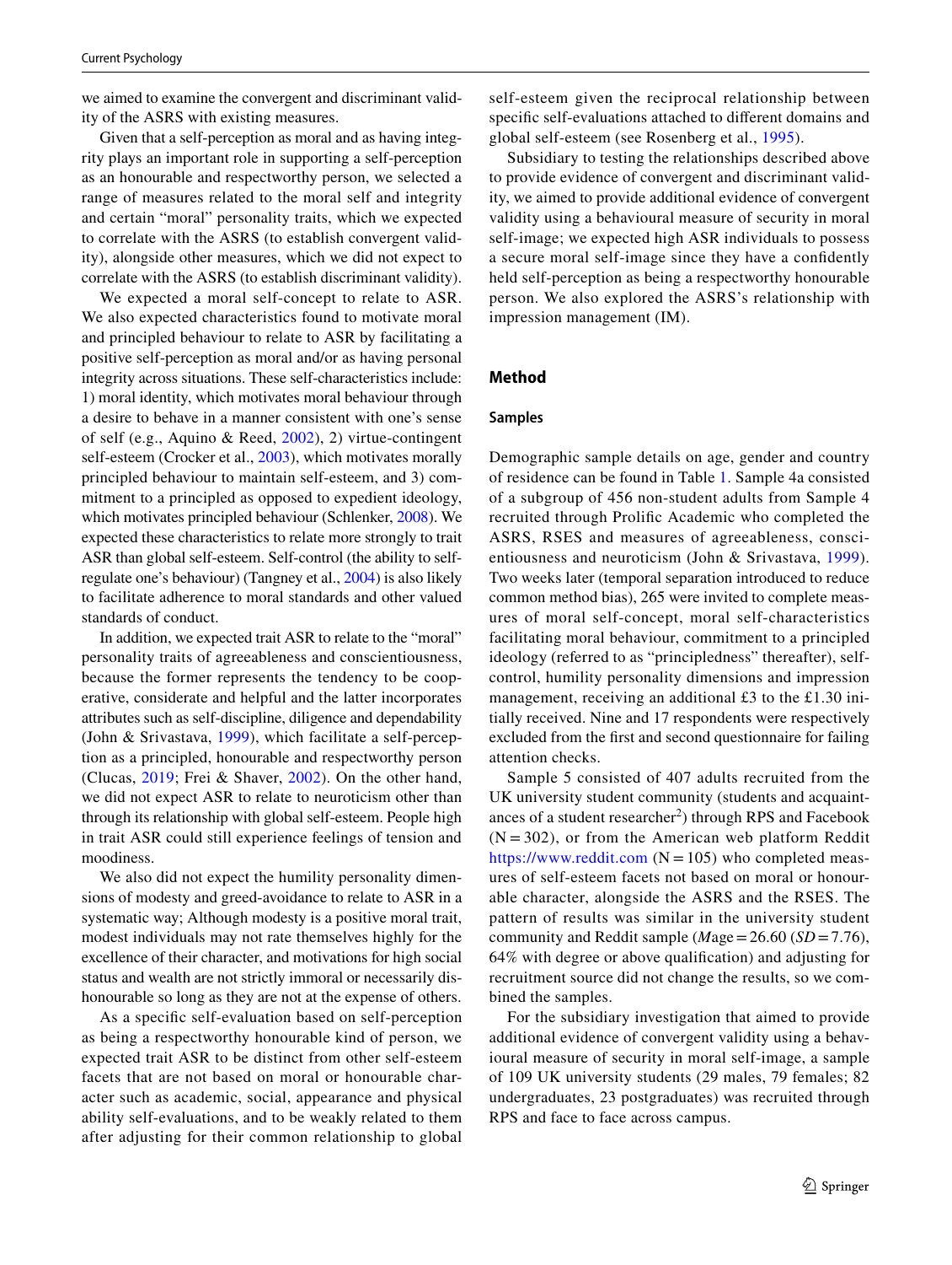we aimed to examine the convergent and discriminant validity of the ASRS with existing measures.

Given that a self-perception as moral and as having integrity plays an important role in supporting a self-perception as an honourable and respectworthy person, we selected a range of measures related to the moral self and integrity and certain "moral" personality traits, which we expected to correlate with the ASRS (to establish convergent validity), alongside other measures, which we did not expect to correlate with the ASRS (to establish discriminant validity).

We expected a moral self-concept to relate to ASR. We also expected characteristics found to motivate moral and principled behaviour to relate to ASR by facilitating a positive self-perception as moral and/or as having personal integrity across situations. These self-characteristics include: 1) moral identity, which motivates moral behaviour through a desire to behave in a manner consistent with one's sense of self (e.g., Aquino & Reed, 2002), 2) virtue-contingent self-esteem (Crocker et al., 2003), which motivates morally principled behaviour to maintain self-esteem, and 3) commitment to a principled as opposed to expedient ideology, which motivates principled behaviour (Schlenker, 2008). We expected these characteristics to relate more strongly to trait ASR than global self-esteem. Self-control (the ability to self-regulate one's behaviour) (Tangney et al., 2004) is also likely to facilitate adherence to moral standards and other valued standards of conduct.

In addition, we expected trait ASR to relate to the "moral" personality traits of agreeableness and conscientiousness, because the former represents the tendency to be cooperative, considerate and helpful and the latter incorporates attributes such as self-discipline, diligence and dependability (John & Srivastava, 1999), which facilitate a self-perception as a principled, honourable and respectworthy person (Clucas, 2019; Frei & Shaver, 2002). On the other hand, we did not expect ASR to relate to neuroticism other than through its relationship with global self-esteem. People high in trait ASR could still experience feelings of tension and moodiness.

We also did not expect the humility personality dimensions of modesty and greed-avoidance to relate to ASR in a systematic way; Although modesty is a positive moral trait, modest individuals may not rate themselves highly for the excellence of their character, and motivations for high social status and wealth are not strictly immoral or necessarily dishonourable so long as they are not at the expense of others.

As a specific self-evaluation based on self-perception as being a respectworthy honourable kind of person, we expected trait ASR to be distinct from other self-esteem facets that are not based on moral or honourable character such as academic, social, appearance and physical ability self-evaluations, and to be weakly related to them after adjusting for their common relationship to global self-esteem given the reciprocal relationship between specific self-evaluations attached to different domains and global self-esteem (see Rosenberg et al., 1995).

Subsidiary to testing the relationships described above to provide evidence of convergent and discriminant validity, we aimed to provide additional evidence of convergent validity using a behavioural measure of security in moral self-image; we expected high ASR individuals to possess a secure moral self-image since they have a confidently held self-perception as being a respectworthy honourable person. We also explored the ASRS's relationship with impression management (IM).

## Method

### Samples

Demographic sample details on age, gender and country of residence can be found in Table 1. Sample 4a consisted of a subgroup of 456 non-student adults from Sample 4 recruited through Prolific Academic who completed the ASRS, RSES and measures of agreeableness, conscientiousness and neuroticism (John & Srivastava, 1999). Two weeks later (temporal separation introduced to reduce common method bias), 265 were invited to complete measures of moral self-concept, moral self-characteristics facilitating moral behaviour, commitment to a principled ideology (referred to as "principledness" thereafter), self-control, humility personality dimensions and impression management, receiving an additional £3 to the £1.30 initially received. Nine and 17 respondents were respectively excluded from the first and second questionnaire for failing attention checks.

Sample 5 consisted of 407 adults recruited from the UK university student community (students and acquaintances of a student researcher[2]) through RPS and Facebook (N = 302), or from the American web platform Reddit https://www.reddit.com (N = 105) who completed measures of self-esteem facets not based on moral or honourable character, alongside the ASRS and the RSES. The pattern of results was similar in the university student community and Reddit sample (*M*age = 26.60 (*SD* = 7.76), 64% with degree or above qualification) and adjusting for recruitment source did not change the results, so we combined the samples.

For the subsidiary investigation that aimed to provide additional evidence of convergent validity using a behavioural measure of security in moral self-image, a sample of 109 UK university students (29 males, 79 females; 82 undergraduates, 23 postgraduates) was recruited through RPS and face to face across campus.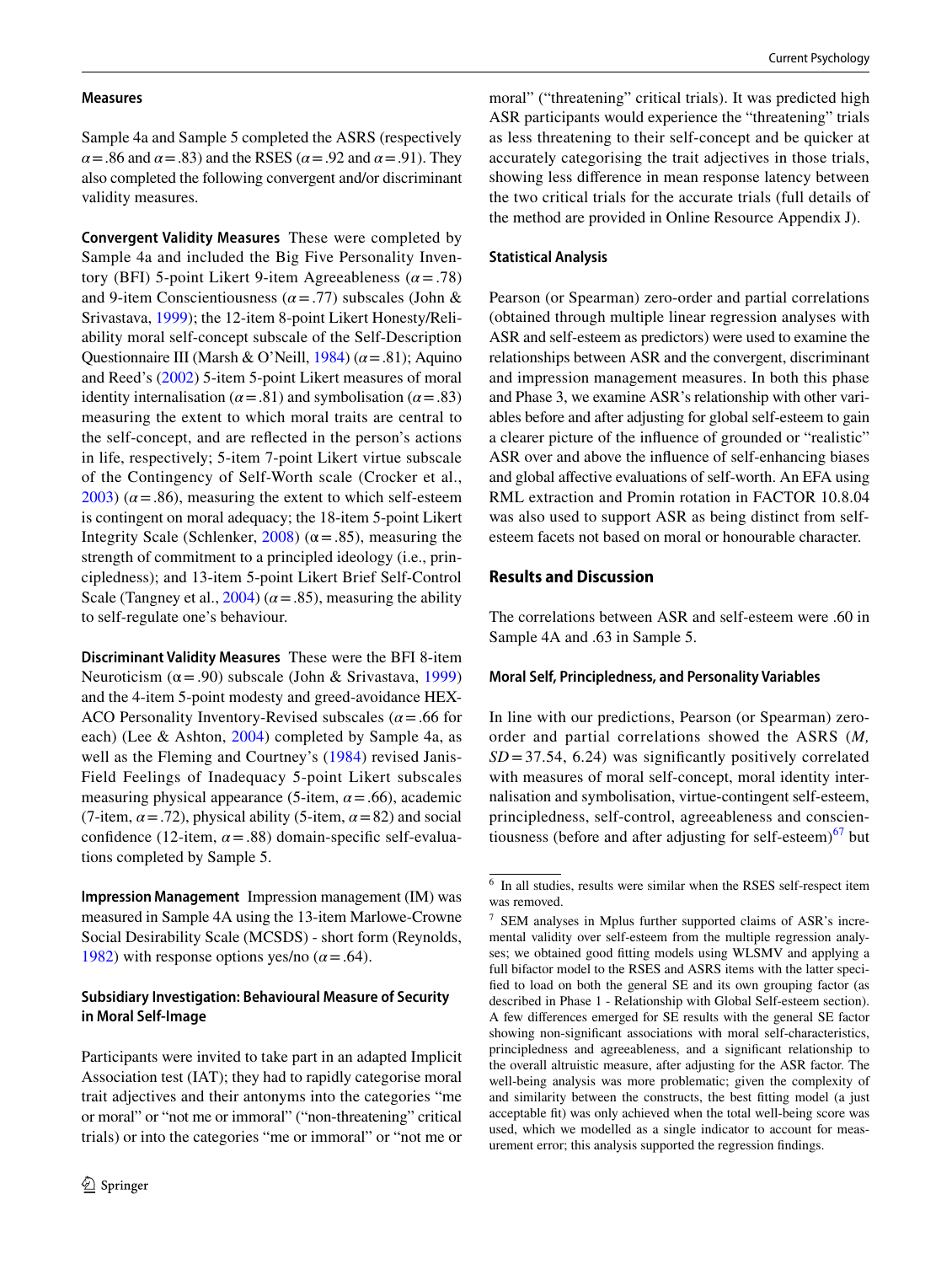#### Measures

Sample 4a and Sample 5 completed the ASRS (respectively $\alpha = .86$ and $\alpha = .83$) and the RSES ($\alpha = .92$ and $\alpha = .91$). They also completed the following convergent and/or discriminant validity measures.

**Convergent Validity Measures** These were completed by Sample 4a and included the Big Five Personality Inventory (BFI) 5-point Likert 9-item Agreeableness ($\alpha = .78$) and 9-item Conscientiousness ($\alpha = .77$) subscales (John & Srivastava, 1999); the 12-item 8-point Likert Honesty/Reliability moral self-concept subscale of the Self-Description Questionnaire III (Marsh & O'Neill, 1984) ($\alpha = .81$); Aquino and Reed's (2002) 5-item 5-point Likert measures of moral identity internalisation ($\alpha = .81$) and symbolisation ($\alpha = .83$) measuring the extent to which moral traits are central to the self-concept, and are reflected in the person's actions in life, respectively; 5-item 7-point Likert virtue subscale of the Contingency of Self-Worth scale (Crocker et al., 2003) ($\alpha = .86$), measuring the extent to which self-esteem is contingent on moral adequacy; the 18-item 5-point Likert Integrity Scale (Schlenker, 2008) ($\alpha = .85$), measuring the strength of commitment to a principled ideology (i.e., principledness); and 13-item 5-point Likert Brief Self-Control Scale (Tangney et al., 2004) ($\alpha = .85$), measuring the ability to self-regulate one's behaviour.

**Discriminant Validity Measures** These were the BFI 8-item Neuroticism ($\alpha = .90$) subscale (John & Srivastava, 1999) and the 4-item 5-point modesty and greed-avoidance HEXACO Personality Inventory-Revised subscales ($\alpha = .66$ for each) (Lee & Ashton, 2004) completed by Sample 4a, as well as the Fleming and Courtney's (1984) revised Janis-Field Feelings of Inadequacy 5-point Likert subscales measuring physical appearance (5-item, $\alpha = .66$), academic (7-item, $\alpha = .72$), physical ability (5-item, $\alpha = 82$) and social confidence (12-item, $\alpha = .88$) domain-specific self-evaluations completed by Sample 5.

**Impression Management** Impression management (IM) was measured in Sample 4A using the 13-item Marlowe-Crowne Social Desirability Scale (MCSDS) - short form (Reynolds, 1982) with response options yes/no ($\alpha = .64$).

#### Subsidiary Investigation: Behavioural Measure of Security in Moral Self-Image

Participants were invited to take part in an adapted Implicit Association test (IAT); they had to rapidly categorise moral trait adjectives and their antonyms into the categories "me or moral" or "not me or immoral" ("non-threatening" critical trials) or into the categories "me or immoral" or "not me or moral" ("threatening" critical trials). It was predicted high ASR participants would experience the "threatening" trials as less threatening to their self-concept and be quicker at accurately categorising the trait adjectives in those trials, showing less difference in mean response latency between the two critical trials for the accurate trials (full details of the method are provided in Online Resource Appendix J).

#### Statistical Analysis

Pearson (or Spearman) zero-order and partial correlations (obtained through multiple linear regression analyses with ASR and self-esteem as predictors) were used to examine the relationships between ASR and the convergent, discriminant and impression management measures. In both this phase and Phase 3, we examine ASR's relationship with other variables before and after adjusting for global self-esteem to gain a clearer picture of the influence of grounded or "realistic" ASR over and above the influence of self-enhancing biases and global affective evaluations of self-worth. An EFA using RML extraction and Promin rotation in FACTOR 10.8.04 was also used to support ASR as being distinct from self-esteem facets not based on moral or honourable character.

### Results and Discussion

The correlations between ASR and self-esteem were .60 in Sample 4A and .63 in Sample 5.

#### Moral Self, Principledness, and Personality Variables

In line with our predictions, Pearson (or Spearman) zero-order and partial correlations showed the ASRS (*M*, *SD* = 37.54, 6.24) was significantly positively correlated with measures of moral self-concept, moral identity internalisation and symbolisation, virtue-contingent self-esteem, principledness, self-control, agreeableness and conscientiousness (before and after adjusting for self-esteem)[6,7] but

---

[6] In all studies, results were similar when the RSES self-respect item was removed.

[7] SEM analyses in Mplus further supported claims of ASR's incremental validity over self-esteem from the multiple regression analyses; we obtained good fitting models using WLSMV and applying a full bifactor model to the RSES and ASRS items with the latter specified to load on both the general SE and its own grouping factor (as described in Phase 1 - Relationship with Global Self-esteem section). A few differences emerged for SE results with the general SE factor showing non-significant associations with moral self-characteristics, principledness and agreeableness, and a significant relationship to the overall altruistic measure, after adjusting for the ASR factor. The well-being analysis was more problematic; given the complexity of and similarity between the constructs, the best fitting model (a just acceptable fit) was only achieved when the total well-being score was used, which we modelled as a single indicator to account for measurement error; this analysis supported the regression findings.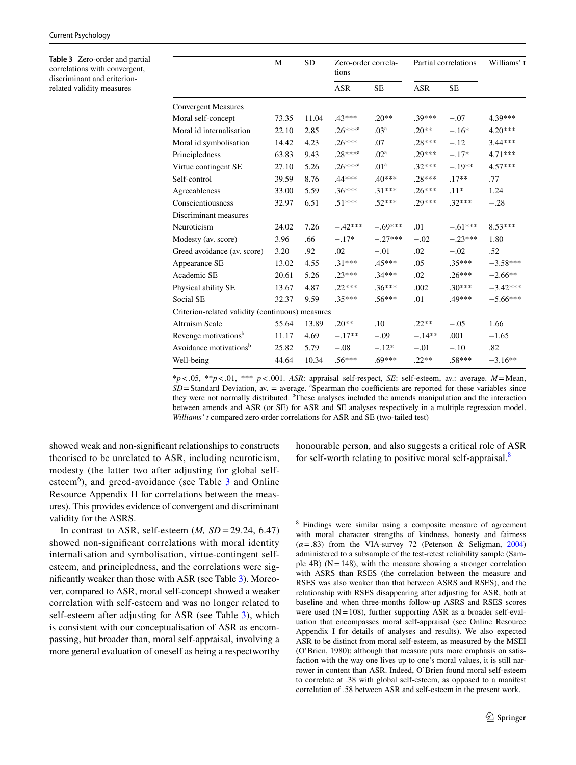**Table 3** Zero-order and partial correlations with convergent, discriminant and criterion-related validity measures

| | M | SD | Zero-order correlations | | Partial correlations | | Williams' t |
|---|---|---|---|---|---|---|---|
| | | | ASR | SE | ASR | SE | |
| Convergent Measures | | | | | | | |
| Moral self-concept | 73.35 | 11.04 | .43*** | .20** | .39*** | −.07 | 4.39*** |
| Moral id internalisation | 22.10 | 2.85 | .26***[a] | .03[a] | .20** | −.16* | 4.20*** |
| Moral id symbolisation | 14.42 | 4.23 | .26*** | .07 | .28*** | −.12 | 3.44*** |
| Principledness | 63.83 | 9.43 | .28***[a] | .02[a] | .29*** | −.17* | 4.71*** |
| Virtue contingent SE | 27.10 | 5.26 | .26***[a] | .01[a] | .32*** | −.19** | 4.57*** |
| Self-control | 39.59 | 8.76 | .44*** | .40*** | .28*** | .17** | .77 |
| Agreeableness | 33.00 | 5.59 | .36*** | .31*** | .26*** | .11* | 1.24 |
| Conscientiousness | 32.97 | 6.51 | .51*** | .52*** | .29*** | .32*** | −.28 |
| Discriminant measures | | | | | | | |
| Neuroticism | 24.02 | 7.26 | −.42*** | −.69*** | .01 | −.61*** | 8.53*** |
| Modesty (av. score) | 3.96 | .66 | −.17* | −.27*** | −.02 | −.23*** | 1.80 |
| Greed avoidance (av. score) | 3.20 | .92 | .02 | −.01 | .02 | −.02 | .52 |
| Appearance SE | 13.02 | 4.55 | .31*** | .45*** | .05 | .35*** | −3.58*** |
| Academic SE | 20.61 | 5.26 | .23*** | .34*** | .02 | .26*** | −2.66** |
| Physical ability SE | 13.67 | 4.87 | .22*** | .36*** | .002 | .30*** | −3.42*** |
| Social SE | 32.37 | 9.59 | .35*** | .56*** | .01 | .49*** | −5.66*** |
| Criterion-related validity (continuous) measures | | | | | | | |
| Altruism Scale | 55.64 | 13.89 | .20** | .10 | .22** | −.05 | 1.66 |
| Revenge motivations[b] | 11.17 | 4.69 | −.17** | −.09 | −.14** | .001 | −1.65 |
| Avoidance motivations[b] | 25.82 | 5.79 | −.08 | −.12* | −.01 | −.10 | .82 |
| Well-being | 44.64 | 10.34 | .56*** | .69*** | .22** | .58*** | −3.16** |

*$p<.05$, **$p<.01$, *** $p<.001$. *ASR*: appraisal self-respect, *SE*: self-esteem, av.: average. *M*=Mean, *SD*=Standard Deviation, av. = average. [a]Spearman rho coefficients are reported for these variables since they were not normally distributed. [b]These analyses included the amends manipulation and the interaction between amends and ASR (or SE) for ASR and SE analyses respectively in a multiple regression model. *Williams' t* compared zero order correlations for ASR and SE (two-tailed test)

showed weak and non-significant relationships to constructs theorised to be unrelated to ASR, including neuroticism, modesty (the latter two after adjusting for global self-esteem[6]), and greed-avoidance (see Table 3 and Online Resource Appendix H for correlations between the measures). This provides evidence of convergent and discriminant validity for the ASRS.

In contrast to ASR, self-esteem (*M, SD*=29.24, 6.47) showed non-significant correlations with moral identity internalisation and symbolisation, virtue-contingent self-esteem, and principledness, and the correlations were significantly weaker than those with ASR (see Table 3). Moreover, compared to ASR, moral self-concept showed a weaker correlation with self-esteem and was no longer related to self-esteem after adjusting for ASR (see Table 3), which is consistent with our conceptualisation of ASR as encompassing, but broader than, moral self-appraisal, involving a more general evaluation of oneself as being a respectworthy honourable person, and also suggests a critical role of ASR for self-worth relating to positive moral self-appraisal.[8]

[8] Findings were similar using a composite measure of agreement with moral character strengths of kindness, honesty and fairness ($\alpha$=.83) from the VIA-survey 72 (Peterson & Seligman, 2004) administered to a subsample of the test-retest reliability sample (Sample 4B) (N=148), with the measure showing a stronger correlation with ASRS than RSES (the correlation between the measure and RSES was also weaker than that between ASRS and RSES), and the relationship with RSES disappearing after adjusting for ASR, both at baseline and when three-months follow-up ASRS and RSES scores were used (N=108), further supporting ASR as a broader self-evaluation that encompasses moral self-appraisal (see Online Resource Appendix I for details of analyses and results). We also expected ASR to be distinct from moral self-esteem, as measured by the MSEI (O'Brien, 1980); although that measure puts more emphasis on satisfaction with the way one lives up to one's moral values, it is still narrower in content than ASR. Indeed, O'Brien found moral self-esteem to correlate at .38 with global self-esteem, as opposed to a manifest correlation of .58 between ASR and self-esteem in the present work.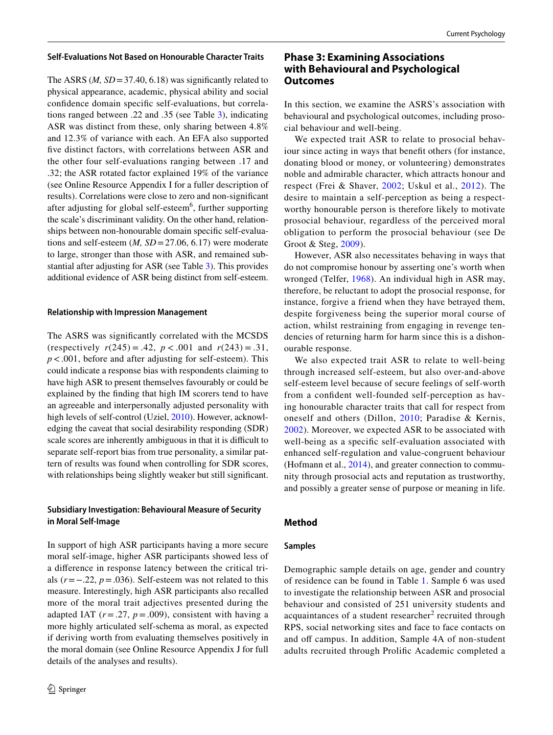#### Self-Evaluations Not Based on Honourable Character Traits

The ASRS ($M$, $SD$ = 37.40, 6.18) was significantly related to physical appearance, academic, physical ability and social confidence domain specific self-evaluations, but correlations ranged between .22 and .35 (see Table 3), indicating ASR was distinct from these, only sharing between 4.8% and 12.3% of variance with each. An EFA also supported five distinct factors, with correlations between ASR and the other four self-evaluations ranging between .17 and .32; the ASR rotated factor explained 19% of the variance (see Online Resource Appendix I for a fuller description of results). Correlations were close to zero and non-significant after adjusting for global self-esteem[6], further supporting the scale's discriminant validity. On the other hand, relationships between non-honourable domain specific self-evaluations and self-esteem ($M$, $SD$ = 27.06, 6.17) were moderate to large, stronger than those with ASR, and remained substantial after adjusting for ASR (see Table 3). This provides additional evidence of ASR being distinct from self-esteem.

#### Relationship with Impression Management

The ASRS was significantly correlated with the MCSDS (respectively $r(245) = .42$, $p < .001$ and $r(243) = .31$, $p < .001$, before and after adjusting for self-esteem). This could indicate a response bias with respondents claiming to have high ASR to present themselves favourably or could be explained by the finding that high IM scorers tend to have an agreeable and interpersonally adjusted personality with high levels of self-control (Uziel, 2010). However, acknowledging the caveat that social desirability responding (SDR) scale scores are inherently ambiguous in that it is difficult to separate self-report bias from true personality, a similar pattern of results was found when controlling for SDR scores, with relationships being slightly weaker but still significant.

#### Subsidiary Investigation: Behavioural Measure of Security in Moral Self-Image

In support of high ASR participants having a more secure moral self-image, higher ASR participants showed less of a difference in response latency between the critical trials ($r = -.22$, $p = .036$). Self-esteem was not related to this measure. Interestingly, high ASR participants also recalled more of the moral trait adjectives presented during the adapted IAT ($r = .27$, $p = .009$), consistent with having a more highly articulated self-schema as moral, as expected if deriving worth from evaluating themselves positively in the moral domain (see Online Resource Appendix J for full details of the analyses and results).

## Phase 3: Examining Associations with Behavioural and Psychological Outcomes

In this section, we examine the ASRS's association with behavioural and psychological outcomes, including prosocial behaviour and well-being.

We expected trait ASR to relate to prosocial behaviour since acting in ways that benefit others (for instance, donating blood or money, or volunteering) demonstrates noble and admirable character, which attracts honour and respect (Frei & Shaver, 2002; Uskul et al., 2012). The desire to maintain a self-perception as being a respect-worthy honourable person is therefore likely to motivate prosocial behaviour, regardless of the perceived moral obligation to perform the prosocial behaviour (see De Groot & Steg, 2009).

However, ASR also necessitates behaving in ways that do not compromise honour by asserting one's worth when wronged (Telfer, 1968). An individual high in ASR may, therefore, be reluctant to adopt the prosocial response, for instance, forgive a friend when they have betrayed them, despite forgiveness being the superior moral course of action, whilst restraining from engaging in revenge tendencies of returning harm for harm since this is a dishonourable response.

We also expected trait ASR to relate to well-being through increased self-esteem, but also over-and-above self-esteem level because of secure feelings of self-worth from a confident well-founded self-perception as having honourable character traits that call for respect from oneself and others (Dillon, 2010; Paradise & Kernis, 2002). Moreover, we expected ASR to be associated with well-being as a specific self-evaluation associated with enhanced self-regulation and value-congruent behaviour (Hofmann et al., 2014), and greater connection to community through prosocial acts and reputation as trustworthy, and possibly a greater sense of purpose or meaning in life.

### Method

#### Samples

Demographic sample details on age, gender and country of residence can be found in Table 1. Sample 6 was used to investigate the relationship between ASR and prosocial behaviour and consisted of 251 university students and acquaintances of a student researcher[2] recruited through RPS, social networking sites and face to face contacts on and off campus. In addition, Sample 4A of non-student adults recruited through Prolific Academic completed a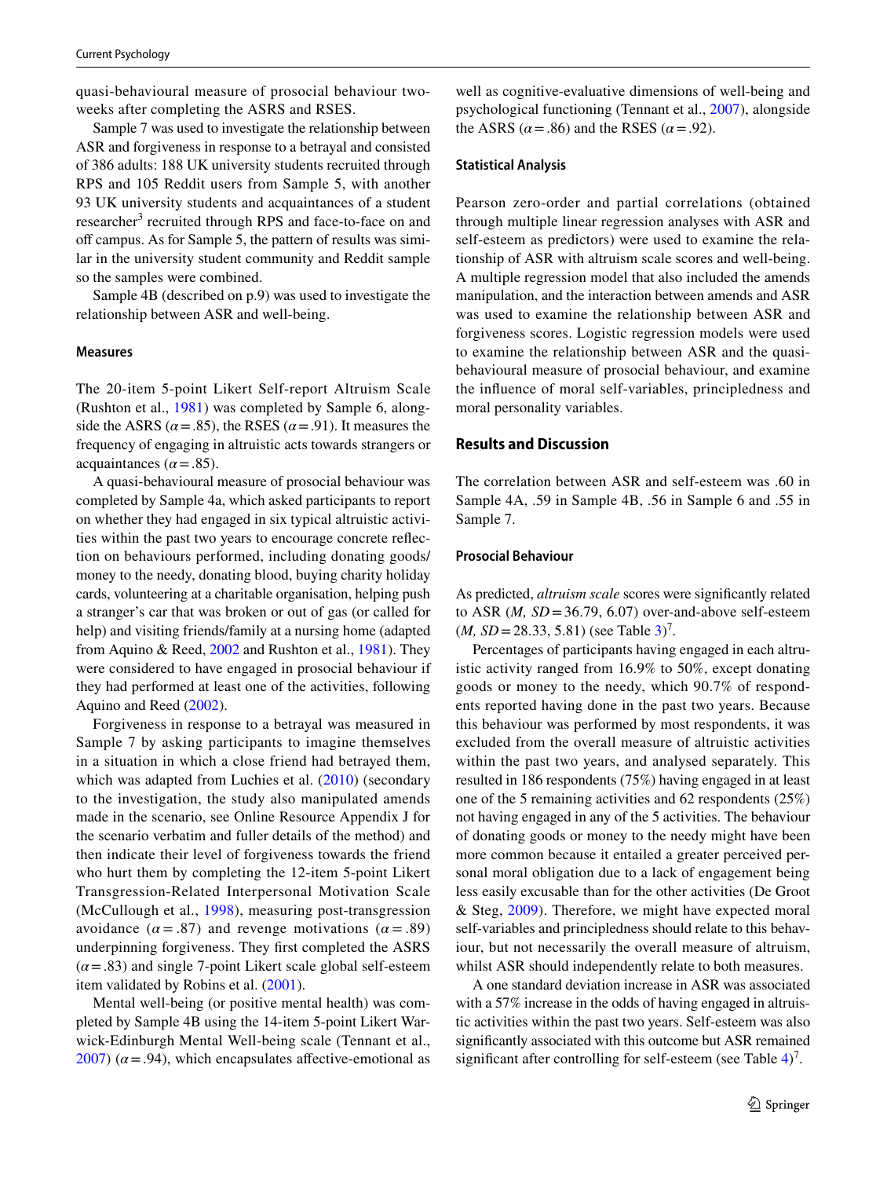quasi-behavioural measure of prosocial behaviour two-weeks after completing the ASRS and RSES.

Sample 7 was used to investigate the relationship between ASR and forgiveness in response to a betrayal and consisted of 386 adults: 188 UK university students recruited through RPS and 105 Reddit users from Sample 5, with another 93 UK university students and acquaintances of a student researcher[3] recruited through RPS and face-to-face on and off campus. As for Sample 5, the pattern of results was similar in the university student community and Reddit sample so the samples were combined.

Sample 4B (described on p.9) was used to investigate the relationship between ASR and well-being.

### Measures

The 20-item 5-point Likert Self-report Altruism Scale (Rushton et al., 1981) was completed by Sample 6, alongside the ASRS ($\alpha = .85$), the RSES ($\alpha = .91$). It measures the frequency of engaging in altruistic acts towards strangers or acquaintances ($\alpha = .85$).

A quasi-behavioural measure of prosocial behaviour was completed by Sample 4a, which asked participants to report on whether they had engaged in six typical altruistic activities within the past two years to encourage concrete reflection on behaviours performed, including donating goods/money to the needy, donating blood, buying charity holiday cards, volunteering at a charitable organisation, helping push a stranger's car that was broken or out of gas (or called for help) and visiting friends/family at a nursing home (adapted from Aquino & Reed, 2002 and Rushton et al., 1981). They were considered to have engaged in prosocial behaviour if they had performed at least one of the activities, following Aquino and Reed (2002).

Forgiveness in response to a betrayal was measured in Sample 7 by asking participants to imagine themselves in a situation in which a close friend had betrayed them, which was adapted from Luchies et al. (2010) (secondary to the investigation, the study also manipulated amends made in the scenario, see Online Resource Appendix J for the scenario verbatim and fuller details of the method) and then indicate their level of forgiveness towards the friend who hurt them by completing the 12-item 5-point Likert Transgression-Related Interpersonal Motivation Scale (McCullough et al., 1998), measuring post-transgression avoidance ($\alpha = .87$) and revenge motivations ($\alpha = .89$) underpinning forgiveness. They first completed the ASRS ($\alpha = .83$) and single 7-point Likert scale global self-esteem item validated by Robins et al. (2001).

Mental well-being (or positive mental health) was completed by Sample 4B using the 14-item 5-point Likert Warwick-Edinburgh Mental Well-being scale (Tennant et al., 2007) ($\alpha = .94$), which encapsulates affective-emotional as well as cognitive-evaluative dimensions of well-being and psychological functioning (Tennant et al., 2007), alongside the ASRS ($\alpha = .86$) and the RSES ($\alpha = .92$).

### Statistical Analysis

Pearson zero-order and partial correlations (obtained through multiple linear regression analyses with ASR and self-esteem as predictors) were used to examine the relationship of ASR with altruism scale scores and well-being. A multiple regression model that also included the amends manipulation, and the interaction between amends and ASR was used to examine the relationship between ASR and forgiveness scores. Logistic regression models were used to examine the relationship between ASR and the quasi-behavioural measure of prosocial behaviour, and examine the influence of moral self-variables, principledness and moral personality variables.

## Results and Discussion

The correlation between ASR and self-esteem was .60 in Sample 4A, .59 in Sample 4B, .56 in Sample 6 and .55 in Sample 7.

### Prosocial Behaviour

As predicted, *altruism scale* scores were significantly related to ASR (*M, SD* = 36.79, 6.07) over-and-above self-esteem (*M, SD* = 28.33, 5.81) (see Table 3)[7].

Percentages of participants having engaged in each altruistic activity ranged from 16.9% to 50%, except donating goods or money to the needy, which 90.7% of respondents reported having done in the past two years. Because this behaviour was performed by most respondents, it was excluded from the overall measure of altruistic activities within the past two years, and analysed separately. This resulted in 186 respondents (75%) having engaged in at least one of the 5 remaining activities and 62 respondents (25%) not having engaged in any of the 5 activities. The behaviour of donating goods or money to the needy might have been more common because it entailed a greater perceived personal moral obligation due to a lack of engagement being less easily excusable than for the other activities (De Groot & Steg, 2009). Therefore, we might have expected moral self-variables and principledness should relate to this behaviour, but not necessarily the overall measure of altruism, whilst ASR should independently relate to both measures.

A one standard deviation increase in ASR was associated with a 57% increase in the odds of having engaged in altruistic activities within the past two years. Self-esteem was also significantly associated with this outcome but ASR remained significant after controlling for self-esteem (see Table 4)[7].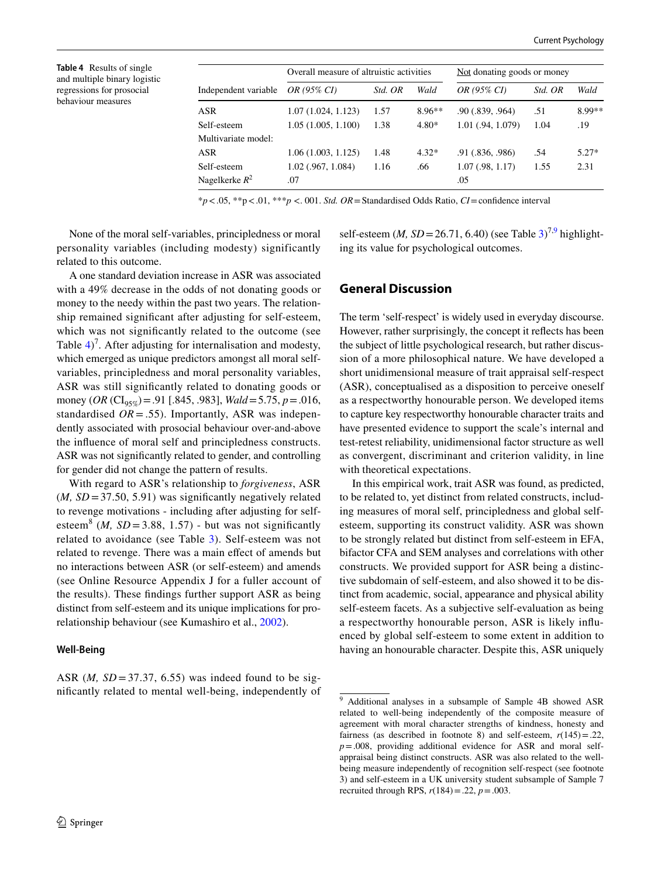**Table 4** Results of single and multiple binary logistic regressions for prosocial behaviour measures

| Independent variable | Overall measure of altruistic activities | | | Not donating goods or money | | |
|---|---|---|---|---|---|---|
| | *OR (95% CI)* | *Std. OR* | *Wald* | *OR (95% CI)* | *Std. OR* | *Wald* |
| ASR | 1.07 (1.024, 1.123) | 1.57 | 8.96** | .90 (.839, .964) | .51 | 8.99** |
| Self-esteem | 1.05 (1.005, 1.100) | 1.38 | 4.80* | 1.01 (.94, 1.079) | 1.04 | .19 |
| Multivariate model: | | | | | | |
| ASR | 1.06 (1.003, 1.125) | 1.48 | 4.32* | .91 (.836, .986) | .54 | 5.27* |
| Self-esteem | 1.02 (.967, 1.084) | 1.16 | .66 | 1.07 (.98, 1.17) | 1.55 | 2.31 |
| Nagelkerke $R^2$ | .07 | | | .05 | | |

*$p < .05$, **$p < .01$, ***$p < .001$. *Std. OR* = Standardised Odds Ratio, *CI* = confidence interval

None of the moral self-variables, principledness or moral personality variables (including modesty) significantly related to this outcome.

A one standard deviation increase in ASR was associated with a 49% decrease in the odds of not donating goods or money to the needy within the past two years. The relationship remained significant after adjusting for self-esteem, which was not significantly related to the outcome (see Table 4)[7]. After adjusting for internalisation and modesty, which emerged as unique predictors amongst all moral self-variables, principledness and moral personality variables, ASR was still significantly related to donating goods or money ($OR$ ($CI_{95\%}$) = .91 [.845, .983], $Wald$ = 5.75, $p$ = .016, standardised $OR$ = .55). Importantly, ASR was independently associated with prosocial behaviour over-and-above the influence of moral self and principledness constructs. ASR was not significantly related to gender, and controlling for gender did not change the pattern of results.

With regard to ASR's relationship to *forgiveness*, ASR ($M$, $SD$ = 37.50, 5.91) was significantly negatively related to revenge motivations - including after adjusting for self-esteem[8] ($M$, $SD$ = 3.88, 1.57) - but was not significantly related to avoidance (see Table 3). Self-esteem was not related to revenge. There was a main effect of amends but no interactions between ASR (or self-esteem) and amends (see Online Resource Appendix J for a fuller account of the results). These findings further support ASR as being distinct from self-esteem and its unique implications for pro-relationship behaviour (see Kumashiro et al., 2002).

### Well-Being

ASR ($M$, $SD$ = 37.37, 6.55) was indeed found to be significantly related to mental well-being, independently of self-esteem ($M$, $SD$ = 26.71, 6.40) (see Table 3)[7,9] highlighting its value for psychological outcomes.

## General Discussion

The term 'self-respect' is widely used in everyday discourse. However, rather surprisingly, the concept it reflects has been the subject of little psychological research, but rather discussion of a more philosophical nature. We have developed a short unidimensional measure of trait appraisal self-respect (ASR), conceptualised as a disposition to perceive oneself as a respectworthy honourable person. We developed items to capture key respectworthy honourable character traits and have presented evidence to support the scale's internal and test-retest reliability, unidimensional factor structure as well as convergent, discriminant and criterion validity, in line with theoretical expectations.

In this empirical work, trait ASR was found, as predicted, to be related to, yet distinct from related constructs, including measures of moral self, principledness and global self-esteem, supporting its construct validity. ASR was shown to be strongly related but distinct from self-esteem in EFA, bifactor CFA and SEM analyses and correlations with other constructs. We provided support for ASR being a distinctive subdomain of self-esteem, and also showed it to be distinct from academic, social, appearance and physical ability self-esteem facets. As a subjective self-evaluation as being a respectworthy honourable person, ASR is likely influenced by global self-esteem to some extent in addition to having an honourable character. Despite this, ASR uniquely

[9] Additional analyses in a subsample of Sample 4B showed ASR related to well-being independently of the composite measure of agreement with moral character strengths of kindness, honesty and fairness (as described in footnote 8) and self-esteem, $r(145) = .22$, $p = .008$, providing additional evidence for ASR and moral self-appraisal being distinct constructs. ASR was also related to the well-being measure independently of recognition self-respect (see footnote 3) and self-esteem in a UK university student subsample of Sample 7 recruited through RPS, $r(184) = .22$, $p = .003$.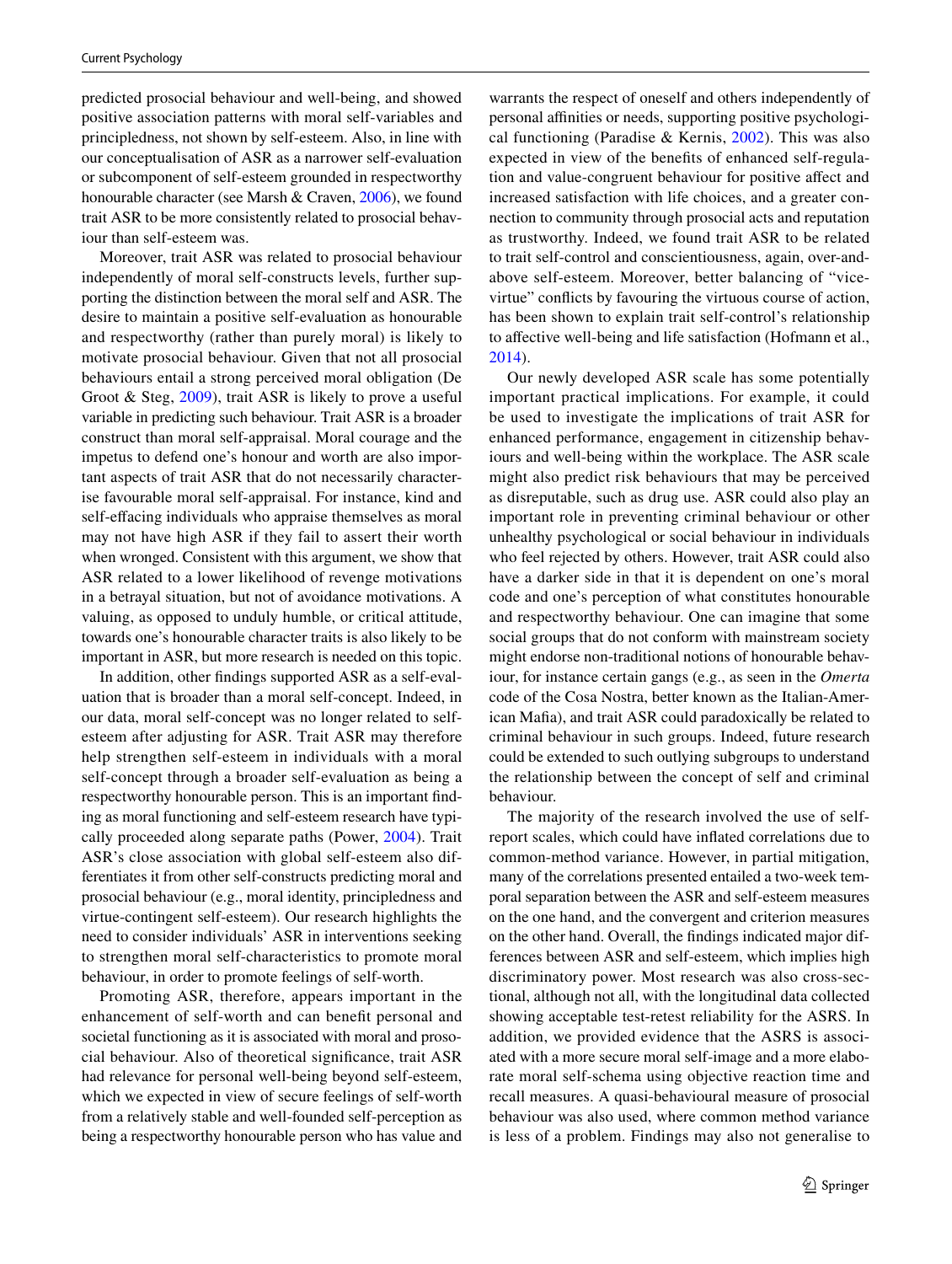predicted prosocial behaviour and well-being, and showed positive association patterns with moral self-variables and principledness, not shown by self-esteem. Also, in line with our conceptualisation of ASR as a narrower self-evaluation or subcomponent of self-esteem grounded in respectworthy honourable character (see Marsh & Craven, 2006), we found trait ASR to be more consistently related to prosocial behaviour than self-esteem was.

Moreover, trait ASR was related to prosocial behaviour independently of moral self-constructs levels, further supporting the distinction between the moral self and ASR. The desire to maintain a positive self-evaluation as honourable and respectworthy (rather than purely moral) is likely to motivate prosocial behaviour. Given that not all prosocial behaviours entail a strong perceived moral obligation (De Groot & Steg, 2009), trait ASR is likely to prove a useful variable in predicting such behaviour. Trait ASR is a broader construct than moral self-appraisal. Moral courage and the impetus to defend one's honour and worth are also important aspects of trait ASR that do not necessarily characterise favourable moral self-appraisal. For instance, kind and self-effacing individuals who appraise themselves as moral may not have high ASR if they fail to assert their worth when wronged. Consistent with this argument, we show that ASR related to a lower likelihood of revenge motivations in a betrayal situation, but not of avoidance motivations. A valuing, as opposed to unduly humble, or critical attitude, towards one's honourable character traits is also likely to be important in ASR, but more research is needed on this topic.

In addition, other findings supported ASR as a self-evaluation that is broader than a moral self-concept. Indeed, in our data, moral self-concept was no longer related to self-esteem after adjusting for ASR. Trait ASR may therefore help strengthen self-esteem in individuals with a moral self-concept through a broader self-evaluation as being a respectworthy honourable person. This is an important finding as moral functioning and self-esteem research have typically proceeded along separate paths (Power, 2004). Trait ASR's close association with global self-esteem also differentiates it from other self-constructs predicting moral and prosocial behaviour (e.g., moral identity, principledness and virtue-contingent self-esteem). Our research highlights the need to consider individuals' ASR in interventions seeking to strengthen moral self-characteristics to promote moral behaviour, in order to promote feelings of self-worth.

Promoting ASR, therefore, appears important in the enhancement of self-worth and can benefit personal and societal functioning as it is associated with moral and prosocial behaviour. Also of theoretical significance, trait ASR had relevance for personal well-being beyond self-esteem, which we expected in view of secure feelings of self-worth from a relatively stable and well-founded self-perception as being a respectworthy honourable person who has value and warrants the respect of oneself and others independently of personal affinities or needs, supporting positive psychological functioning (Paradise & Kernis, 2002). This was also expected in view of the benefits of enhanced self-regulation and value-congruent behaviour for positive affect and increased satisfaction with life choices, and a greater connection to community through prosocial acts and reputation as trustworthy. Indeed, we found trait ASR to be related to trait self-control and conscientiousness, again, over-and-above self-esteem. Moreover, better balancing of "vice-virtue" conflicts by favouring the virtuous course of action, has been shown to explain trait self-control's relationship to affective well-being and life satisfaction (Hofmann et al., 2014).

Our newly developed ASR scale has some potentially important practical implications. For example, it could be used to investigate the implications of trait ASR for enhanced performance, engagement in citizenship behaviours and well-being within the workplace. The ASR scale might also predict risk behaviours that may be perceived as disreputable, such as drug use. ASR could also play an important role in preventing criminal behaviour or other unhealthy psychological or social behaviour in individuals who feel rejected by others. However, trait ASR could also have a darker side in that it is dependent on one's moral code and one's perception of what constitutes honourable and respectworthy behaviour. One can imagine that some social groups that do not conform with mainstream society might endorse non-traditional notions of honourable behaviour, for instance certain gangs (e.g., as seen in the *Omerta* code of the Cosa Nostra, better known as the Italian-American Mafia), and trait ASR could paradoxically be related to criminal behaviour in such groups. Indeed, future research could be extended to such outlying subgroups to understand the relationship between the concept of self and criminal behaviour.

The majority of the research involved the use of self-report scales, which could have inflated correlations due to common-method variance. However, in partial mitigation, many of the correlations presented entailed a two-week temporal separation between the ASR and self-esteem measures on the one hand, and the convergent and criterion measures on the other hand. Overall, the findings indicated major differences between ASR and self-esteem, which implies high discriminatory power. Most research was also cross-sectional, although not all, with the longitudinal data collected showing acceptable test-retest reliability for the ASRS. In addition, we provided evidence that the ASRS is associated with a more secure moral self-image and a more elaborate moral self-schema using objective reaction time and recall measures. A quasi-behavioural measure of prosocial behaviour was also used, where common method variance is less of a problem. Findings may also not generalise to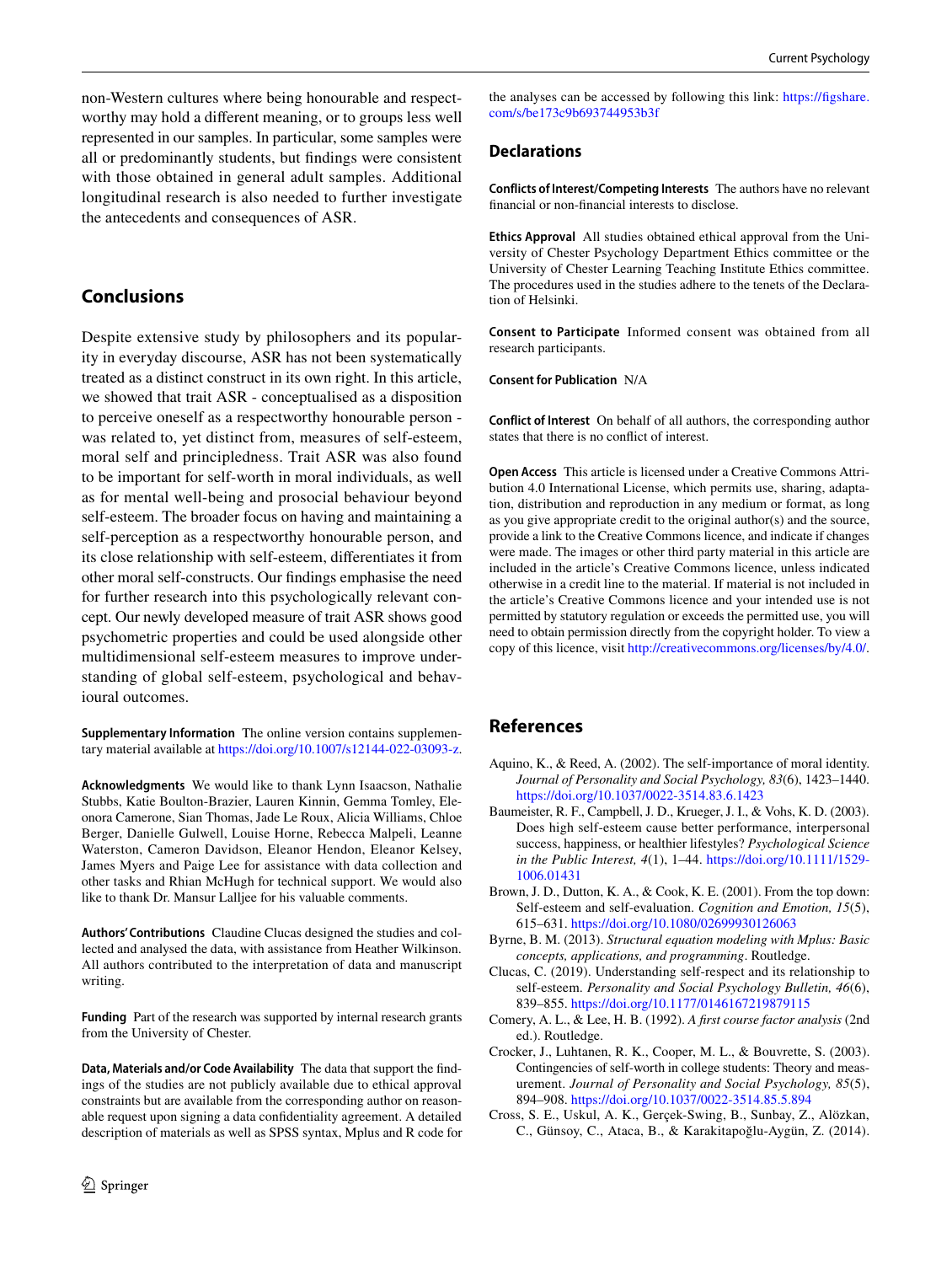non-Western cultures where being honourable and respectworthy may hold a different meaning, or to groups less well represented in our samples. In particular, some samples were all or predominantly students, but findings were consistent with those obtained in general adult samples. Additional longitudinal research is also needed to further investigate the antecedents and consequences of ASR.

## Conclusions

Despite extensive study by philosophers and its popularity in everyday discourse, ASR has not been systematically treated as a distinct construct in its own right. In this article, we showed that trait ASR - conceptualised as a disposition to perceive oneself as a respectworthy honourable person - was related to, yet distinct from, measures of self-esteem, moral self and principledness. Trait ASR was also found to be important for self-worth in moral individuals, as well as for mental well-being and prosocial behaviour beyond self-esteem. The broader focus on having and maintaining a self-perception as a respectworthy honourable person, and its close relationship with self-esteem, differentiates it from other moral self-constructs. Our findings emphasise the need for further research into this psychologically relevant concept. Our newly developed measure of trait ASR shows good psychometric properties and could be used alongside other multidimensional self-esteem measures to improve understanding of global self-esteem, psychological and behavioural outcomes.

**Supplementary Information** The online version contains supplementary material available at https://doi.org/10.1007/s12144-022-03093-z.

**Acknowledgments** We would like to thank Lynn Isaacson, Nathalie Stubbs, Katie Boulton-Brazier, Lauren Kinnin, Gemma Tomley, Eleonora Camerone, Sian Thomas, Jade Le Roux, Alicia Williams, Chloe Berger, Danielle Gulwell, Louise Horne, Rebecca Malpeli, Leanne Waterston, Cameron Davidson, Eleanor Hendon, Eleanor Kelsey, James Myers and Paige Lee for assistance with data collection and other tasks and Rhian McHugh for technical support. We would also like to thank Dr. Mansur Lalljee for his valuable comments.

**Authors' Contributions** Claudine Clucas designed the studies and collected and analysed the data, with assistance from Heather Wilkinson. All authors contributed to the interpretation of data and manuscript writing.

**Funding** Part of the research was supported by internal research grants from the University of Chester.

**Data, Materials and/or Code Availability** The data that support the findings of the studies are not publicly available due to ethical approval constraints but are available from the corresponding author on reasonable request upon signing a data confidentiality agreement. A detailed description of materials as well as SPSS syntax, Mplus and R code for the analyses can be accessed by following this link: https://figshare.com/s/be173c9b693744953b3f

### Declarations

**Conflicts of Interest/Competing Interests** The authors have no relevant financial or non-financial interests to disclose.

**Ethics Approval** All studies obtained ethical approval from the University of Chester Psychology Department Ethics committee or the University of Chester Learning Teaching Institute Ethics committee. The procedures used in the studies adhere to the tenets of the Declaration of Helsinki.

**Consent to Participate** Informed consent was obtained from all research participants.

**Consent for Publication** N/A

**Conflict of Interest** On behalf of all authors, the corresponding author states that there is no conflict of interest.

**Open Access** This article is licensed under a Creative Commons Attribution 4.0 International License, which permits use, sharing, adaptation, distribution and reproduction in any medium or format, as long as you give appropriate credit to the original author(s) and the source, provide a link to the Creative Commons licence, and indicate if changes were made. The images or other third party material in this article are included in the article's Creative Commons licence, unless indicated otherwise in a credit line to the material. If material is not included in the article's Creative Commons licence and your intended use is not permitted by statutory regulation or exceeds the permitted use, you will need to obtain permission directly from the copyright holder. To view a copy of this licence, visit http://creativecommons.org/licenses/by/4.0/.

## References

Aquino, K., & Reed, A. (2002). The self-importance of moral identity. *Journal of Personality and Social Psychology, 83*(6), 1423–1440. https://doi.org/10.1037/0022-3514.83.6.1423

Baumeister, R. F., Campbell, J. D., Krueger, J. I., & Vohs, K. D. (2003). Does high self-esteem cause better performance, interpersonal success, happiness, or healthier lifestyles? *Psychological Science in the Public Interest, 4*(1), 1–44. https://doi.org/10.1111/1529-1006.01431

Brown, J. D., Dutton, K. A., & Cook, K. E. (2001). From the top down: Self-esteem and self-evaluation. *Cognition and Emotion, 15*(5), 615–631. https://doi.org/10.1080/02699930126063

Byrne, B. M. (2013). *Structural equation modeling with Mplus: Basic concepts, applications, and programming*. Routledge.

Clucas, C. (2019). Understanding self-respect and its relationship to self-esteem. *Personality and Social Psychology Bulletin, 46*(6), 839–855. https://doi.org/10.1177/0146167219879115

Comery, A. L., & Lee, H. B. (1992). *A first course factor analysis* (2nd ed.). Routledge.

Crocker, J., Luhtanen, R. K., Cooper, M. L., & Bouvrette, S. (2003). Contingencies of self-worth in college students: Theory and measurement. *Journal of Personality and Social Psychology, 85*(5), 894–908. https://doi.org/10.1037/0022-3514.85.5.894

Cross, S. E., Uskul, A. K., Gerçek-Swing, B., Sunbay, Z., Alözkan, C., Günsoy, C., Ataca, B., & Karakitapoğlu-Aygün, Z. (2014).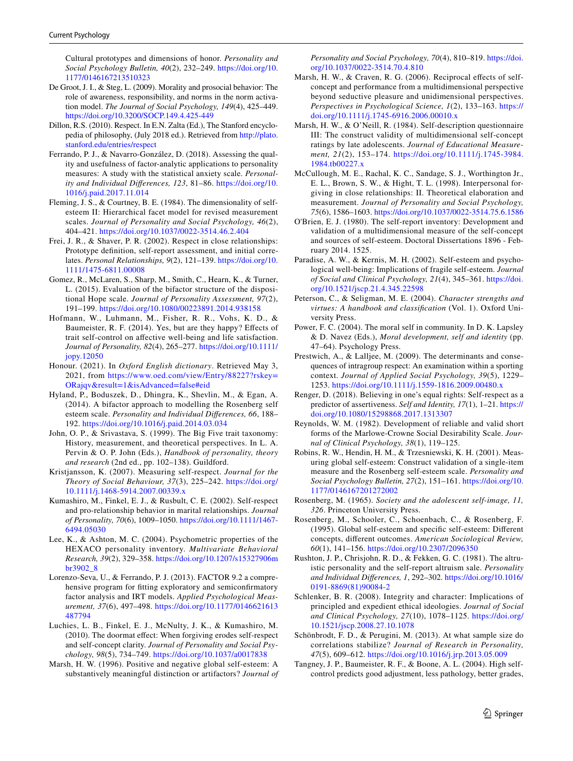Cultural prototypes and dimensions of honor. *Personality and Social Psychology Bulletin, 40*(2), 232–249. https://doi.org/10.1177/0146167213510323

De Groot, J. I., & Steg, L. (2009). Morality and prosocial behavior: The role of awareness, responsibility, and norms in the norm activation model. *The Journal of Social Psychology, 149*(4), 425–449. https://doi.org/10.3200/SOCP.149.4.425-449

Dillon, R.S. (2010). Respect. In E.N. Zalta (Ed.), The Stanford encyclopedia of philosophy, (July 2018 ed.). Retrieved from http://plato.stanford.edu/entries/respect

Ferrando, P. J., & Navarro-González, D. (2018). Assessing the quality and usefulness of factor-analytic applications to personality measures: A study with the statistical anxiety scale. *Personality and Individual Differences, 123*, 81–86. https://doi.org/10.1016/j.paid.2017.11.014

Fleming, J. S., & Courtney, B. E. (1984). The dimensionality of self-esteem II: Hierarchical facet model for revised measurement scales. *Journal of Personality and Social Psychology, 46*(2), 404–421. https://doi.org/10.1037/0022-3514.46.2.404

Frei, J. R., & Shaver, P. R. (2002). Respect in close relationships: Prototype definition, self-report assessment, and initial correlates. *Personal Relationships, 9*(2), 121–139. https://doi.org/10.1111/1475-6811.00008

Gomez, R., McLaren, S., Sharp, M., Smith, C., Hearn, K., & Turner, L. (2015). Evaluation of the bifactor structure of the dispositional Hope scale. *Journal of Personality Assessment, 97*(2), 191–199. https://doi.org/10.1080/00223891.2014.938158

Hofmann, W., Luhmann, M., Fisher, R. R., Vohs, K. D., & Baumeister, R. F. (2014). Yes, but are they happy? Effects of trait self-control on affective well-being and life satisfaction. *Journal of Personality, 82*(4), 265–277. https://doi.org/10.1111/jopy.12050

Honour. (2021). In *Oxford English dictionary*. Retrieved May 3, 2021, from https://www.oed.com/view/Entry/88227?rskey=ORajqv&result=1&isAdvanced=false#eid

Hyland, P., Boduszek, D., Dhingra, K., Shevlin, M., & Egan, A. (2014). A bifactor approach to modelling the Rosenberg self esteem scale. *Personality and Individual Differences, 66*, 188–192. https://doi.org/10.1016/j.paid.2014.03.034

John, O. P., & Srivastava, S. (1999). The Big Five trait taxonomy: History, measurement, and theoretical perspectives. In L. A. Pervin & O. P. John (Eds.), *Handbook of personality, theory and research* (2nd ed., pp. 102–138). Guildford.

Kristjansson, K. (2007). Measuring self-respect. *Journal for the Theory of Social Behaviour, 37*(3), 225–242. https://doi.org/10.1111/j.1468-5914.2007.00339.x

Kumashiro, M., Finkel, E. J., & Rusbult, C. E. (2002). Self-respect and pro-relationship behavior in marital relationships. *Journal of Personality, 70*(6), 1009–1050. https://doi.org/10.1111/1467-6494.05030

Lee, K., & Ashton, M. C. (2004). Psychometric properties of the HEXACO personality inventory. *Multivariate Behavioral Research, 39*(2), 329–358. https://doi.org/10.1207/s15327906mbr3902_8

Lorenzo-Seva, U., & Ferrando, P. J. (2013). FACTOR 9.2 a comprehensive program for fitting exploratory and semiconfirmatory factor analysis and IRT models. *Applied Psychological Measurement, 37*(6), 497–498. https://doi.org/10.1177/0146621613487794

Luchies, L. B., Finkel, E. J., McNulty, J. K., & Kumashiro, M. (2010). The doormat effect: When forgiving erodes self-respect and self-concept clarity. *Journal of Personality and Social Psychology, 98*(5), 734–749. https://doi.org/10.1037/a0017838

Marsh, H. W. (1996). Positive and negative global self-esteem: A substantively meaningful distinction or artifactors? *Journal of Personality and Social Psychology, 70*(4), 810–819. https://doi.org/10.1037/0022-3514.70.4.810

Marsh, H. W., & Craven, R. G. (2006). Reciprocal effects of self-concept and performance from a multidimensional perspective beyond seductive pleasure and unidimensional perspectives. *Perspectives in Psychological Science, 1*(2), 133–163. https://doi.org/10.1111/j.1745-6916.2006.00010.x

Marsh, H. W., & O'Neill, R. (1984). Self-description questionnaire III: The construct validity of multidimensional self-concept ratings by late adolescents. *Journal of Educational Measurement, 21*(2), 153–174. https://doi.org/10.1111/j.1745-3984.1984.tb00227.x

McCullough, M. E., Rachal, K. C., Sandage, S. J., Worthington Jr., E. L., Brown, S. W., & Hight, T. L. (1998). Interpersonal forgiving in close relationships: II. Theoretical elaboration and measurement. *Journal of Personality and Social Psychology, 75*(6), 1586–1603. https://doi.org/10.1037/0022-3514.75.6.1586

O'Brien, E. J. (1980). The self-report inventory: Development and validation of a multidimensional measure of the self-concept and sources of self-esteem. Doctoral Dissertations 1896 - February 2014. 1525.

Paradise, A. W., & Kernis, M. H. (2002). Self-esteem and psychological well-being: Implications of fragile self-esteem. *Journal of Social and Clinical Psychology, 21*(4), 345–361. https://doi.org/10.1521/jscp.21.4.345.22598

Peterson, C., & Seligman, M. E. (2004). *Character strengths and virtues: A handbook and classification* (Vol. 1). Oxford University Press.

Power, F. C. (2004). The moral self in community. In D. K. Lapsley & D. Navez (Eds.), *Moral development, self and identity* (pp. 47–64). Psychology Press.

Prestwich, A., & Lalljee, M. (2009). The determinants and consequences of intragroup respect: An examination within a sporting context. *Journal of Applied Social Psychology, 39*(5), 1229–1253. https://doi.org/10.1111/j.1559-1816.2009.00480.x

Renger, D. (2018). Believing in one's equal rights: Self-respect as a predictor of assertiveness. *Self and Identity, 17*(1), 1–21. https://doi.org/10.1080/15298868.2017.1313307

Reynolds, W. M. (1982). Development of reliable and valid short forms of the Marlowe-Crowne Social Desirability Scale. *Journal of Clinical Psychology, 38*(1), 119–125.

Robins, R. W., Hendin, H. M., & Trzesniewski, K. H. (2001). Measuring global self-esteem: Construct validation of a single-item measure and the Rosenberg self-esteem scale. *Personality and Social Psychology Bulletin, 27*(2), 151–161. https://doi.org/10.1177/0146167201272002

Rosenberg, M. (1965). *Society and the adolescent self-image, 11, 326*. Princeton University Press.

Rosenberg, M., Schooler, C., Schoenbach, C., & Rosenberg, F. (1995). Global self-esteem and specific self-esteem: Different concepts, different outcomes. *American Sociological Review, 60*(1), 141–156. https://doi.org/10.2307/2096350

Rushton, J. P., Chrisjohn, R. D., & Fekken, G. C. (1981). The altruistic personality and the self-report altruism sale. *Personality and Individual Differences, 1*, 292–302. https://doi.org/10.1016/0191-8869(81)90084-2

Schlenker, B. R. (2008). Integrity and character: Implications of principled and expedient ethical ideologies. *Journal of Social and Clinical Psychology, 27*(10), 1078–1125. https://doi.org/10.1521/jscp.2008.27.10.1078

Schönbrodt, F. D., & Perugini, M. (2013). At what sample size do correlations stabilize? *Journal of Research in Personality, 47*(5), 609–612. https://doi.org/10.1016/j.jrp.2013.05.009

Tangney, J. P., Baumeister, R. F., & Boone, A. L. (2004). High self-control predicts good adjustment, less pathology, better grades,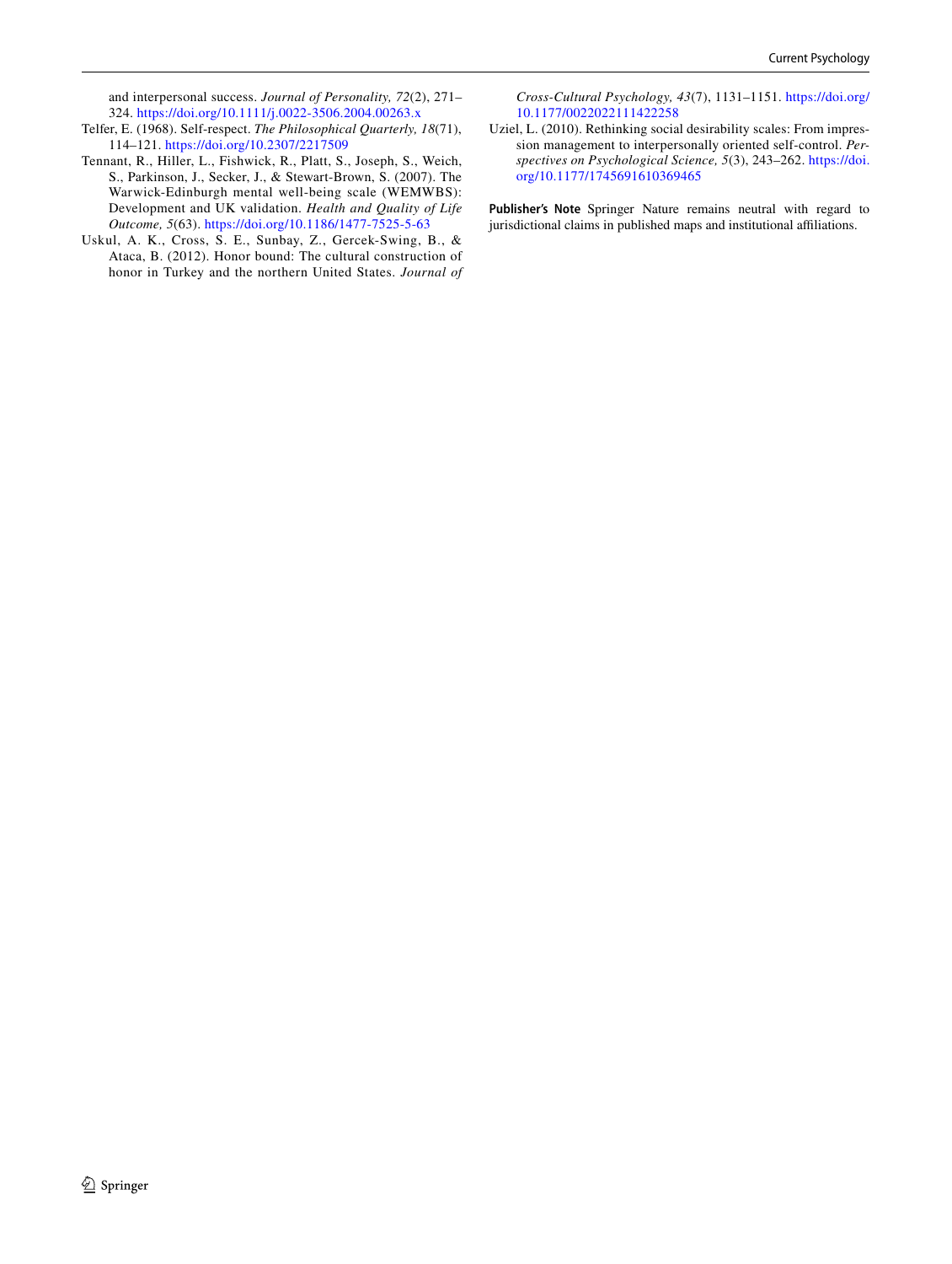and interpersonal success. *Journal of Personality, 72*(2), 271–324. https://doi.org/10.1111/j.0022-3506.2004.00263.x

Telfer, E. (1968). Self-respect. *The Philosophical Quarterly, 18*(71), 114–121. https://doi.org/10.2307/2217509

Tennant, R., Hiller, L., Fishwick, R., Platt, S., Joseph, S., Weich, S., Parkinson, J., Secker, J., & Stewart-Brown, S. (2007). The Warwick-Edinburgh mental well-being scale (WEMWBS): Development and UK validation. *Health and Quality of Life Outcome, 5*(63). https://doi.org/10.1186/1477-7525-5-63

Uskul, A. K., Cross, S. E., Sunbay, Z., Gercek-Swing, B., & Ataca, B. (2012). Honor bound: The cultural construction of honor in Turkey and the northern United States. *Journal of Cross-Cultural Psychology, 43*(7), 1131–1151. https://doi.org/10.1177/0022022111422258

Uziel, L. (2010). Rethinking social desirability scales: From impression management to interpersonally oriented self-control. *Perspectives on Psychological Science, 5*(3), 243–262. https://doi.org/10.1177/1745691610369465

**Publisher's Note** Springer Nature remains neutral with regard to jurisdictional claims in published maps and institutional affiliations.